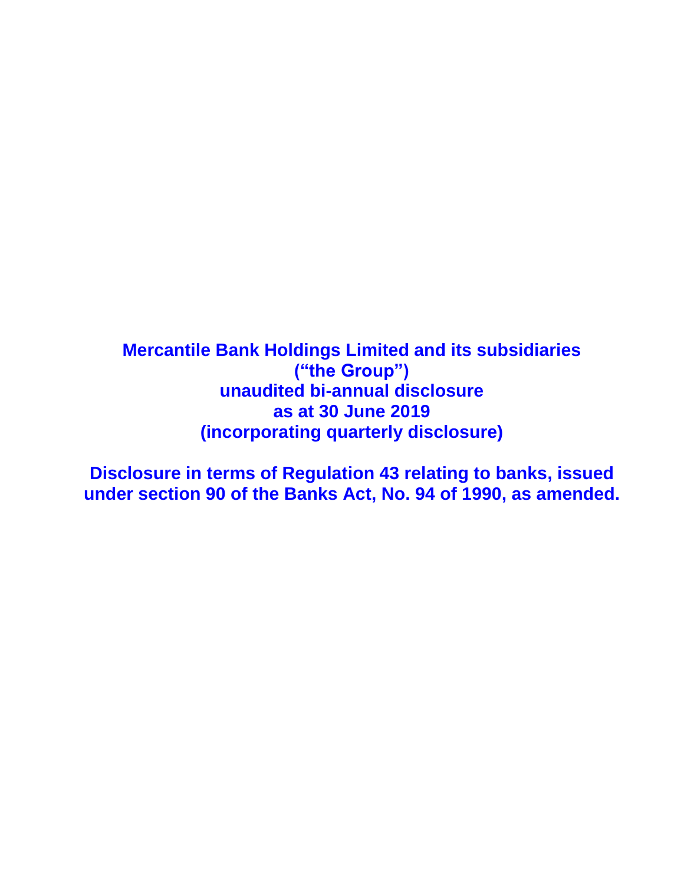# Mercantile Bank Holdings Limited and its subsidiaries
# (“the Group”)
# unaudited bi-annual disclosure
# as at 30 June 2019
# (incorporating quarterly disclosure)

**Disclosure in terms of Regulation 43 relating to banks, issued under section 90 of the Banks Act, No. 94 of 1990, as amended.**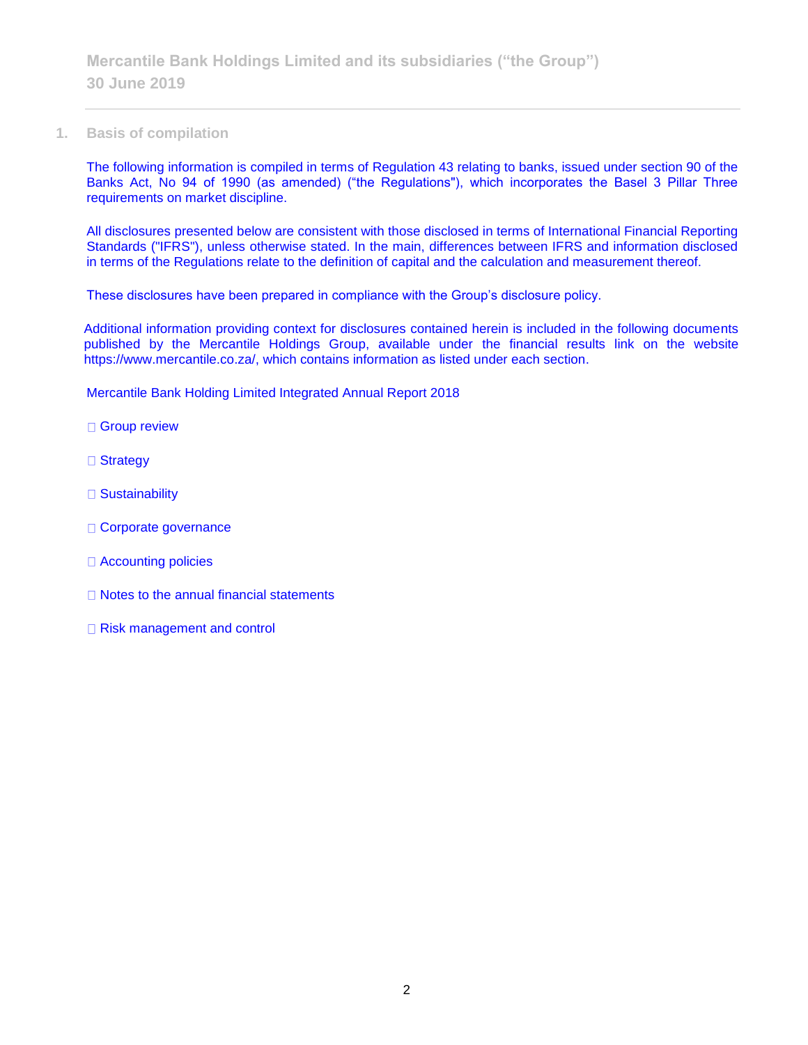## 1. Basis of compilation

The following information is compiled in terms of Regulation 43 relating to banks, issued under section 90 of the Banks Act, No 94 of 1990 (as amended) ("the Regulations"), which incorporates the Basel 3 Pillar Three requirements on market discipline.

All disclosures presented below are consistent with those disclosed in terms of International Financial Reporting Standards ("IFRS"), unless otherwise stated. In the main, differences between IFRS and information disclosed in terms of the Regulations relate to the definition of capital and the calculation and measurement thereof.

These disclosures have been prepared in compliance with the Group's disclosure policy.

Additional information providing context for disclosures contained herein is included in the following documents published by the Mercantile Holdings Group, available under the financial results link on the website https://www.mercantile.co.za/, which contains information as listed under each section.

Mercantile Bank Holding Limited Integrated Annual Report 2018

- Group review
- Strategy
- Sustainability
- Corporate governance
- Accounting policies
- Notes to the annual financial statements
- Risk management and control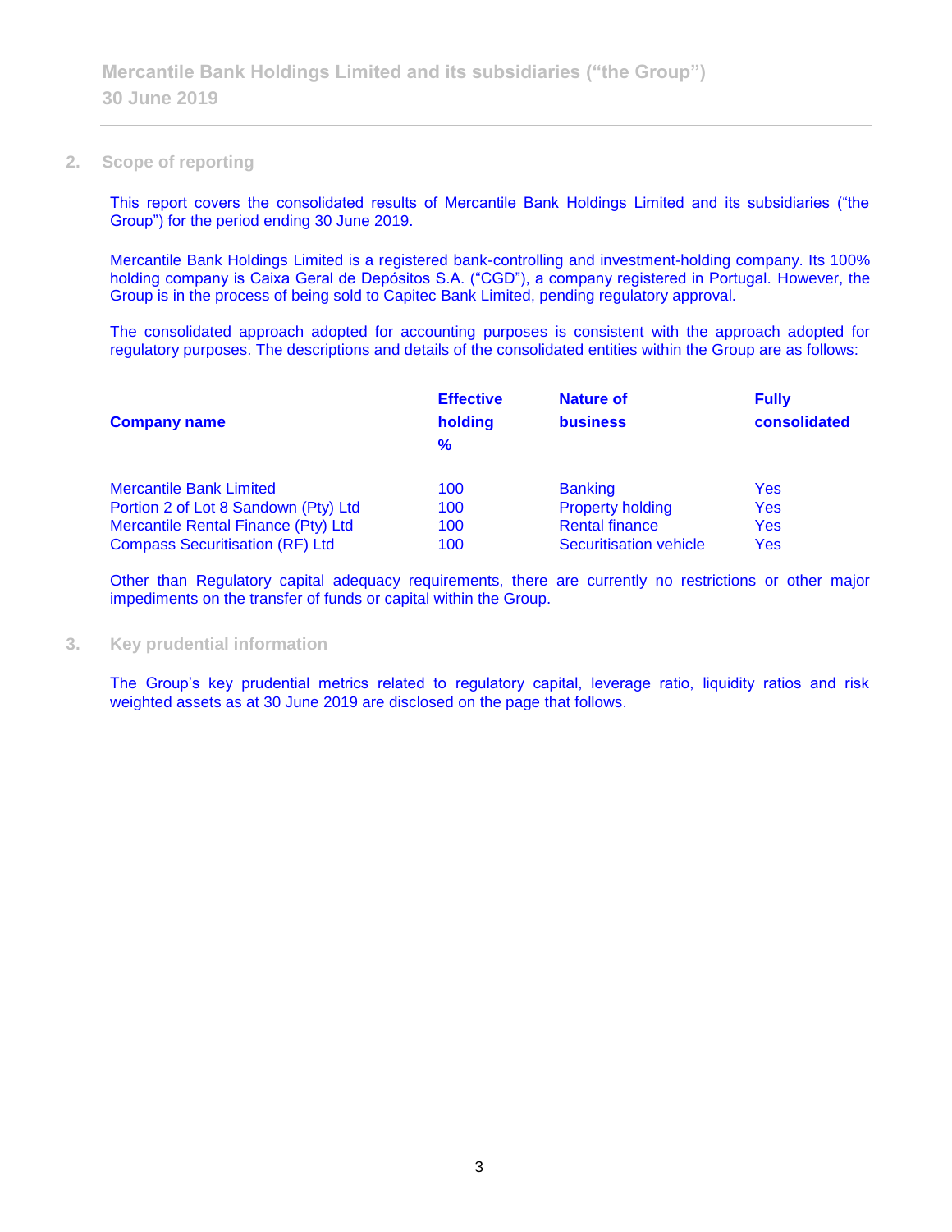## 2. Scope of reporting

This report covers the consolidated results of Mercantile Bank Holdings Limited and its subsidiaries ("the Group") for the period ending 30 June 2019.

Mercantile Bank Holdings Limited is a registered bank-controlling and investment-holding company. Its 100% holding company is Caixa Geral de Depósitos S.A. ("CGD"), a company registered in Portugal. However, the Group is in the process of being sold to Capitec Bank Limited, pending regulatory approval.

The consolidated approach adopted for accounting purposes is consistent with the approach adopted for regulatory purposes. The descriptions and details of the consolidated entities within the Group are as follows:

| Company name | Effective holding % | Nature of business | Fully consolidated |
|---|---|---|---|
| Mercantile Bank Limited | 100 | Banking | Yes |
| Portion 2 of Lot 8 Sandown (Pty) Ltd | 100 | Property holding | Yes |
| Mercantile Rental Finance (Pty) Ltd | 100 | Rental finance | Yes |
| Compass Securitisation (RF) Ltd | 100 | Securitisation vehicle | Yes |

Other than Regulatory capital adequacy requirements, there are currently no restrictions or other major impediments on the transfer of funds or capital within the Group.

## 3. Key prudential information

The Group's key prudential metrics related to regulatory capital, leverage ratio, liquidity ratios and risk weighted assets as at 30 June 2019 are disclosed on the page that follows.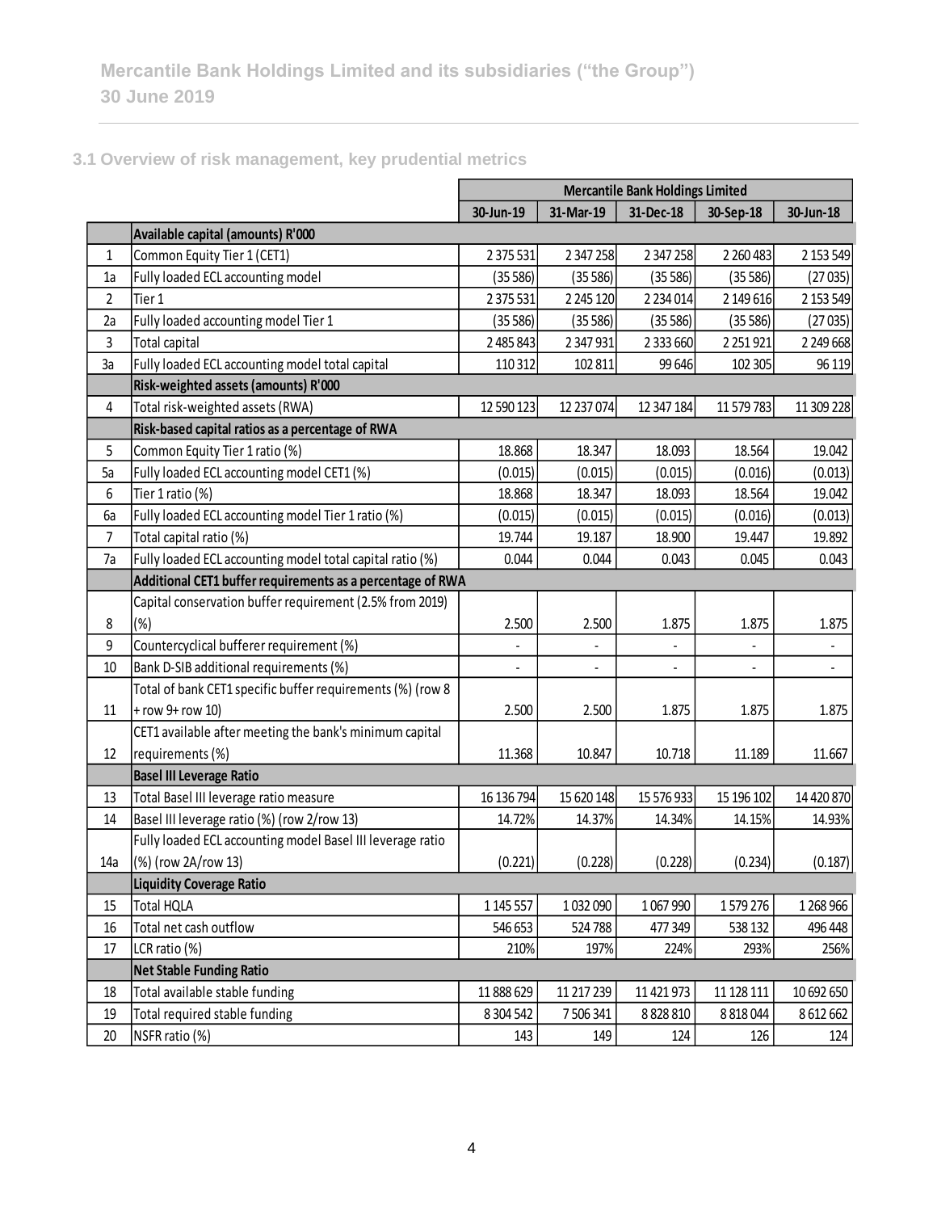Mercantile Bank Holdings Limited and its subsidiaries ("the Group")
30 June 2019

### 3.1 Overview of risk management, key prudential metrics

| | | Mercantile Bank Holdings Limited | | | | |
|---|---|---|---|---|---|---|
| | | 30-Jun-19 | 31-Mar-19 | 31-Dec-18 | 30-Sep-18 | 30-Jun-18 |
| | **Available capital (amounts) R'000** | | | | | |
| 1 | Common Equity Tier 1 (CET1) | 2 375 531 | 2 347 258 | 2 347 258 | 2 260 483 | 2 153 549 |
| 1a | Fully loaded ECL accounting model | (35 586) | (35 586) | (35 586) | (35 586) | (27 035) |
| 2 | Tier 1 | 2 375 531 | 2 245 120 | 2 234 014 | 2 149 616 | 2 153 549 |
| 2a | Fully loaded accounting model Tier 1 | (35 586) | (35 586) | (35 586) | (35 586) | (27 035) |
| 3 | Total capital | 2 485 843 | 2 347 931 | 2 333 660 | 2 251 921 | 2 249 668 |
| 3a | Fully loaded ECL accounting model total capital | 110 312 | 102 811 | 99 646 | 102 305 | 96 119 |
| | **Risk-weighted assets (amounts) R'000** | | | | | |
| 4 | Total risk-weighted assets (RWA) | 12 590 123 | 12 237 074 | 12 347 184 | 11 579 783 | 11 309 228 |
| | **Risk-based capital ratios as a percentage of RWA** | | | | | |
| 5 | Common Equity Tier 1 ratio (%) | 18.868 | 18.347 | 18.093 | 18.564 | 19.042 |
| 5a | Fully loaded ECL accounting model CET1 (%) | (0.015) | (0.015) | (0.015) | (0.016) | (0.013) |
| 6 | Tier 1 ratio (%) | 18.868 | 18.347 | 18.093 | 18.564 | 19.042 |
| 6a | Fully loaded ECL accounting model Tier 1 ratio (%) | (0.015) | (0.015) | (0.015) | (0.016) | (0.013) |
| 7 | Total capital ratio (%) | 19.744 | 19.187 | 18.900 | 19.447 | 19.892 |
| 7a | Fully loaded ECL accounting model total capital ratio (%) | 0.044 | 0.044 | 0.043 | 0.045 | 0.043 |
| | **Additional CET1 buffer requirements as a percentage of RWA** | | | | | |
| 8 | Capital conservation buffer requirement (2.5% from 2019) (%) | 2.500 | 2.500 | 1.875 | 1.875 | 1.875 |
| 9 | Countercyclical bufferer requirement (%) | - | - | - | - | - |
| 10 | Bank D-SIB additional requirements (%) | - | - | - | - | - |
| 11 | Total of bank CET1 specific buffer requirements (%) (row 8 + row 9+ row 10) | 2.500 | 2.500 | 1.875 | 1.875 | 1.875 |
| 12 | CET1 available after meeting the bank's minimum capital requirements (%) | 11.368 | 10.847 | 10.718 | 11.189 | 11.667 |
| | **Basel III Leverage Ratio** | | | | | |
| 13 | Total Basel III leverage ratio measure | 16 136 794 | 15 620 148 | 15 576 933 | 15 196 102 | 14 420 870 |
| 14 | Basel III leverage ratio (%) (row 2/row 13) | 14.72% | 14.37% | 14.34% | 14.15% | 14.93% |
| 14a | Fully loaded ECL accounting model Basel III leverage ratio (%) (row 2A/row 13) | (0.221) | (0.228) | (0.228) | (0.234) | (0.187) |
| | **Liquidity Coverage Ratio** | | | | | |
| 15 | Total HQLA | 1 145 557 | 1 032 090 | 1 067 990 | 1 579 276 | 1 268 966 |
| 16 | Total net cash outflow | 546 653 | 524 788 | 477 349 | 538 132 | 496 448 |
| 17 | LCR ratio (%) | 210% | 197% | 224% | 293% | 256% |
| | **Net Stable Funding Ratio** | | | | | |
| 18 | Total available stable funding | 11 888 629 | 11 217 239 | 11 421 973 | 11 128 111 | 10 692 650 |
| 19 | Total required stable funding | 8 304 542 | 7 506 341 | 8 828 810 | 8 818 044 | 8 612 662 |
| 20 | NSFR ratio (%) | 143 | 149 | 124 | 126 | 124 |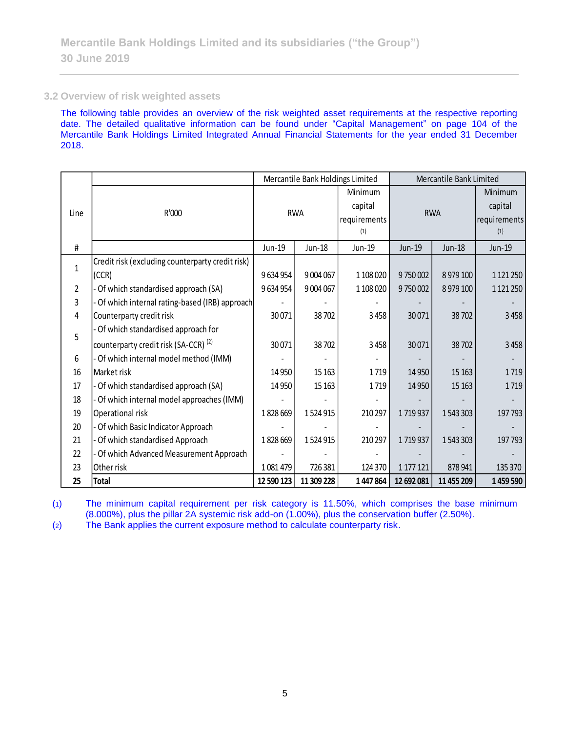## 3.2 Overview of risk weighted assets

The following table provides an overview of the risk weighted asset requirements at the respective reporting date. The detailed qualitative information can be found under "Capital Management" on page 104 of the Mercantile Bank Holdings Limited Integrated Annual Financial Statements for the year ended 31 December 2018.

| Line | R'000 | Mercantile Bank Holdings Limited | | | Mercantile Bank Limited | | |
|---|---|---|---|---|---|---|---|
| | | RWA | | Minimum capital requirements (1) | RWA | | Minimum capital requirements (1) |
| # | | Jun-19 | Jun-18 | Jun-19 | Jun-19 | Jun-18 | Jun-19 |
| 1 | Credit risk (excluding counterparty credit risk) (CCR) | 9 634 954 | 9 004 067 | 1 108 020 | 9 750 002 | 8 979 100 | 1 121 250 |
| 2 | - Of which standardised approach (SA) | 9 634 954 | 9 004 067 | 1 108 020 | 9 750 002 | 8 979 100 | 1 121 250 |
| 3 | - Of which internal rating-based (IRB) approach | - | - | - | - | - | - |
| 4 | Counterparty credit risk | 30 071 | 38 702 | 3 458 | 30 071 | 38 702 | 3 458 |
| 5 | - Of which standardised approach for counterparty credit risk (SA-CCR) (2) | 30 071 | 38 702 | 3 458 | 30 071 | 38 702 | 3 458 |
| 6 | - Of which internal model method (IMM) | - | - | - | - | - | - |
| 16 | Market risk | 14 950 | 15 163 | 1 719 | 14 950 | 15 163 | 1 719 |
| 17 | - Of which standardised approach (SA) | 14 950 | 15 163 | 1 719 | 14 950 | 15 163 | 1 719 |
| 18 | - Of which internal model approaches (IMM) | - | - | - | - | - | - |
| 19 | Operational risk | 1 828 669 | 1 524 915 | 210 297 | 1 719 937 | 1 543 303 | 197 793 |
| 20 | - Of which Basic Indicator Approach | - | - | - | - | - | - |
| 21 | - Of which standardised Approach | 1 828 669 | 1 524 915 | 210 297 | 1 719 937 | 1 543 303 | 197 793 |
| 22 | - Of which Advanced Measurement Approach | - | - | - | - | - | - |
| 23 | Other risk | 1 081 479 | 726 381 | 124 370 | 1 177 121 | 878 941 | 135 370 |
| **25** | **Total** | **12 590 123** | **11 309 228** | **1 447 864** | **12 692 081** | **11 455 209** | **1 459 590** |

(1) The minimum capital requirement per risk category is 11.50%, which comprises the base minimum (8.000%), plus the pillar 2A systemic risk add-on (1.00%), plus the conservation buffer (2.50%).

(2) The Bank applies the current exposure method to calculate counterparty risk.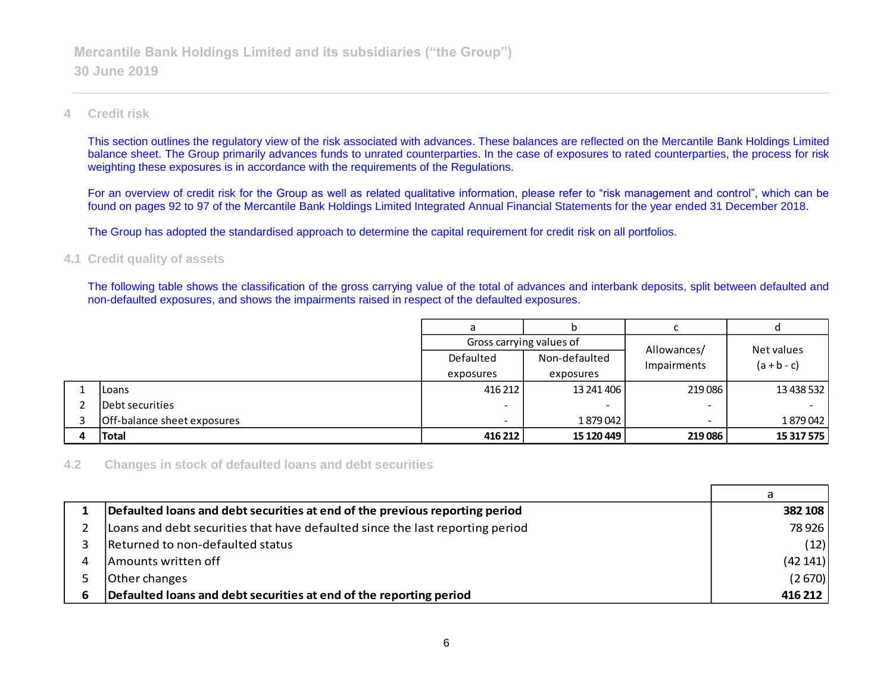# 4 Credit risk

This section outlines the regulatory view of the risk associated with advances. These balances are reflected on the Mercantile Bank Holdings Limited balance sheet. The Group primarily advances funds to unrated counterparties. In the case of exposures to rated counterparties, the process for risk weighting these exposures is in accordance with the requirements of the Regulations.

For an overview of credit risk for the Group as well as related qualitative information, please refer to "risk management and control", which can be found on pages 92 to 97 of the Mercantile Bank Holdings Limited Integrated Annual Financial Statements for the year ended 31 December 2018.

The Group has adopted the standardised approach to determine the capital requirement for credit risk on all portfolios.

## 4.1 Credit quality of assets

The following table shows the classification of the gross carrying value of the total of advances and interbank deposits, split between defaulted and non-defaulted exposures, and shows the impairments raised in respect of the defaulted exposures.

| | | a | b | c | d |
|---|---|---|---|---|---|
| | | Gross carrying values of | | Allowances/ Impairments | Net values (a + b - c) |
| | | Defaulted exposures | Non-defaulted exposures | | |
| 1 | Loans | 416 212 | 13 241 406 | 219 086 | 13 438 532 |
| 2 | Debt securities | - | - | - | - |
| 3 | Off-balance sheet exposures | - | 1 879 042 | - | 1 879 042 |
| **4** | **Total** | **416 212** | **15 120 449** | **219 086** | **15 317 575** |

## 4.2 Changes in stock of defaulted loans and debt securities

| | | a |
|---|---|---|
| **1** | **Defaulted loans and debt securities at end of the previous reporting period** | **382 108** |
| 2 | Loans and debt securities that have defaulted since the last reporting period | 78 926 |
| 3 | Returned to non-defaulted status | (12) |
| 4 | Amounts written off | (42 141) |
| 5 | Other changes | (2 670) |
| **6** | **Defaulted loans and debt securities at end of the reporting period** | **416 212** |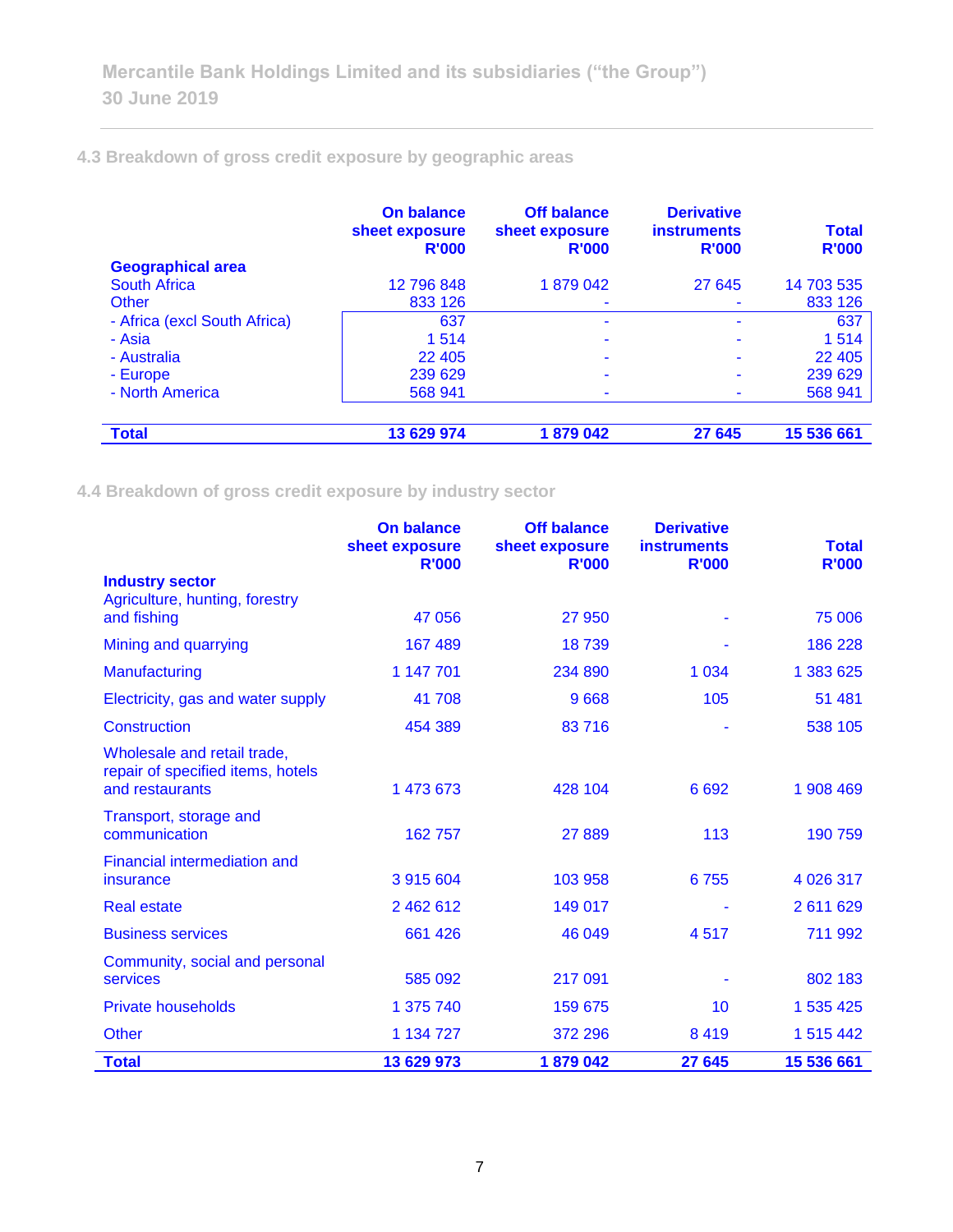### 4.3 Breakdown of gross credit exposure by geographic areas

| Geographical area | On balance sheet exposure R'000 | Off balance sheet exposure R'000 | Derivative instruments R'000 | Total R'000 |
|---|---|---|---|---|
| South Africa | 12 796 848 | 1 879 042 | 27 645 | 14 703 535 |
| Other | 833 126 | - | - | 833 126 |
| - Africa (excl South Africa) | 637 | - | - | 637 |
| - Asia | 1 514 | - | - | 1 514 |
| - Australia | 22 405 | - | - | 22 405 |
| - Europe | 239 629 | - | - | 239 629 |
| - North America | 568 941 | - | - | 568 941 |
| **Total** | **13 629 974** | **1 879 042** | **27 645** | **15 536 661** |

### 4.4 Breakdown of gross credit exposure by industry sector

| Industry sector | On balance sheet exposure R'000 | Off balance sheet exposure R'000 | Derivative instruments R'000 | Total R'000 |
|---|---|---|---|---|
| Agriculture, hunting, forestry and fishing | 47 056 | 27 950 | - | 75 006 |
| Mining and quarrying | 167 489 | 18 739 | - | 186 228 |
| Manufacturing | 1 147 701 | 234 890 | 1 034 | 1 383 625 |
| Electricity, gas and water supply | 41 708 | 9 668 | 105 | 51 481 |
| Construction | 454 389 | 83 716 | - | 538 105 |
| Wholesale and retail trade, repair of specified items, hotels and restaurants | 1 473 673 | 428 104 | 6 692 | 1 908 469 |
| Transport, storage and communication | 162 757 | 27 889 | 113 | 190 759 |
| Financial intermediation and insurance | 3 915 604 | 103 958 | 6 755 | 4 026 317 |
| Real estate | 2 462 612 | 149 017 | - | 2 611 629 |
| Business services | 661 426 | 46 049 | 4 517 | 711 992 |
| Community, social and personal services | 585 092 | 217 091 | - | 802 183 |
| Private households | 1 375 740 | 159 675 | 10 | 1 535 425 |
| Other | 1 134 727 | 372 296 | 8 419 | 1 515 442 |
| **Total** | **13 629 973** | **1 879 042** | **27 645** | **15 536 661** |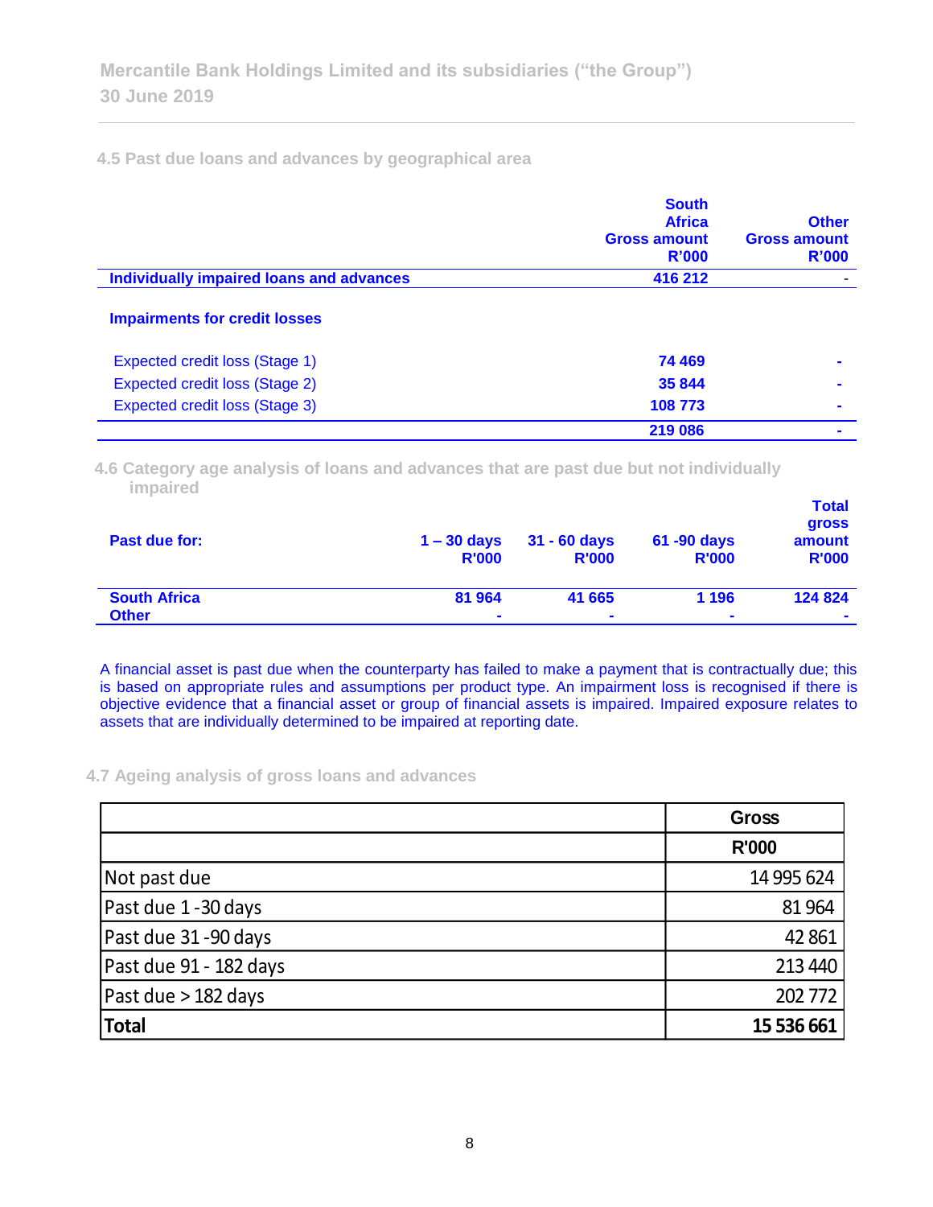### 4.5 Past due loans and advances by geographical area

| | South Africa Gross amount R'000 | Other Gross amount R'000 |
|---|---|---|
| **Individually impaired loans and advances** | **416 212** | - |
| **Impairments for credit losses** | | |
| Expected credit loss (Stage 1) | **74 469** | - |
| Expected credit loss (Stage 2) | **35 844** | - |
| Expected credit loss (Stage 3) | **108 773** | - |
| | **219 086** | - |

### 4.6 Category age analysis of loans and advances that are past due but not individually impaired

| Past due for: | 1 – 30 days R'000 | 31 - 60 days R'000 | 61 -90 days R'000 | Total gross amount R'000 |
|---|---|---|---|---|
| **South Africa** | **81 964** | **41 665** | **1 196** | **124 824** |
| **Other** | - | - | - | - |

A financial asset is past due when the counterparty has failed to make a payment that is contractually due; this is based on appropriate rules and assumptions per product type. An impairment loss is recognised if there is objective evidence that a financial asset or group of financial assets is impaired. Impaired exposure relates to assets that are individually determined to be impaired at reporting date.

### 4.7 Ageing analysis of gross loans and advances

| | Gross R'000 |
|---|---|
| Not past due | 14 995 624 |
| Past due 1 -30 days | 81 964 |
| Past due 31 -90 days | 42 861 |
| Past due 91 - 182 days | 213 440 |
| Past due > 182 days | 202 772 |
| **Total** | **15 536 661** |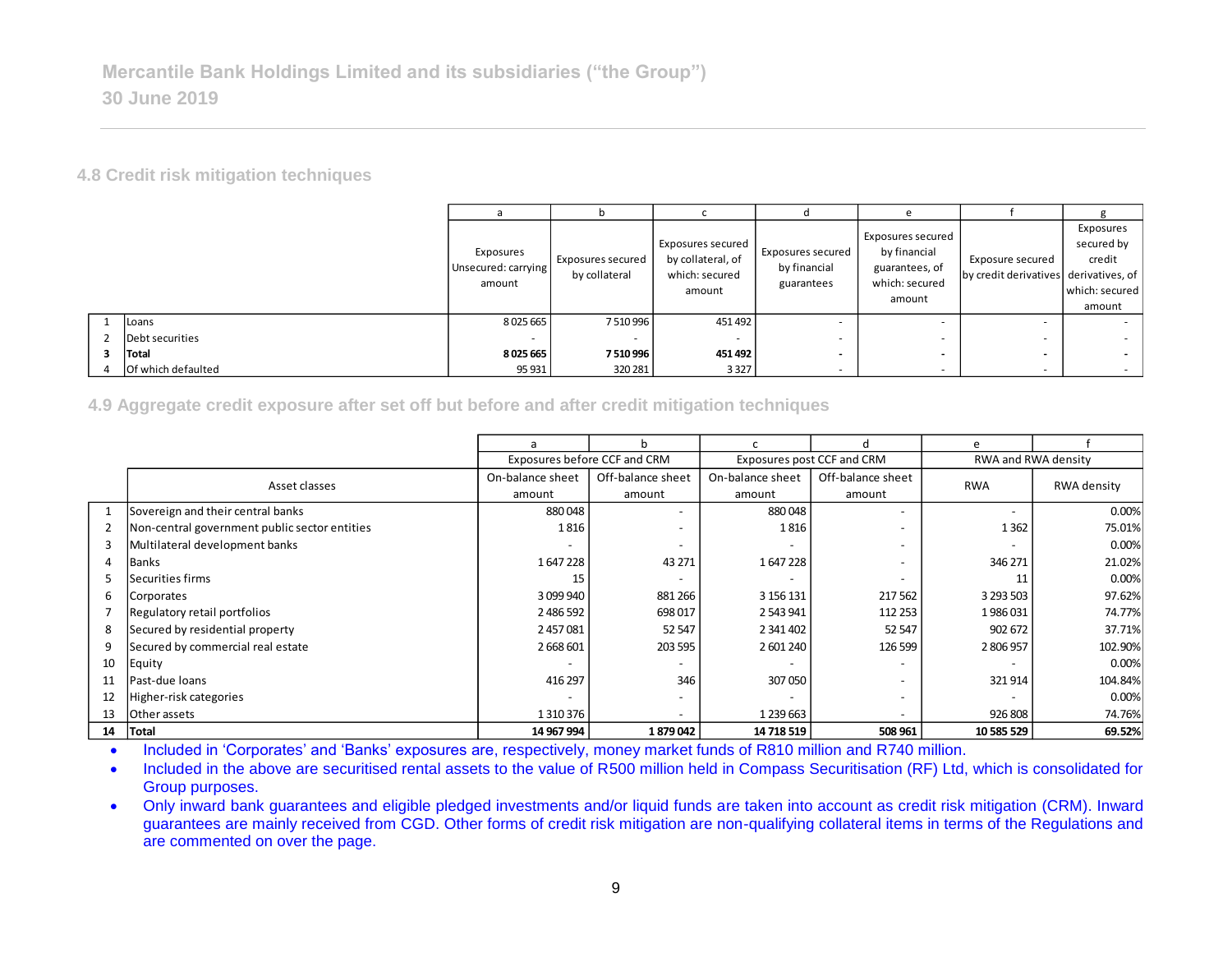## 4.8 Credit risk mitigation techniques

| | | a | b | c | d | e | f | g |
|---|---|---|---|---|---|---|---|---|
| | | Exposures Unsecured: carrying amount | Exposures secured by collateral | Exposures secured by collateral, of which: secured amount | Exposures secured by financial guarantees | Exposures secured by financial guarantees, of which: secured amount | Exposure secured by credit derivatives | Exposures secured by credit derivatives, of which: secured amount |
| 1 | Loans | 8 025 665 | 7 510 996 | 451 492 | - | - | - | - |
| 2 | Debt securities | - | - | - | - | - | - | - |
| **3** | **Total** | **8 025 665** | **7 510 996** | **451 492** | **-** | **-** | **-** | **-** |
| 4 | Of which defaulted | 95 931 | 320 281 | 3 327 | - | - | - | - |

## 4.9 Aggregate credit exposure after set off but before and after credit mitigation techniques

| | | a | b | c | d | e | f |
|---|---|---|---|---|---|---|---|
| | | Exposures before CCF and CRM | | Exposures post CCF and CRM | | RWA and RWA density | |
| | Asset classes | On-balance sheet amount | Off-balance sheet amount | On-balance sheet amount | Off-balance sheet amount | RWA | RWA density |
| 1 | Sovereign and their central banks | 880 048 | - | 880 048 | - | - | 0.00% |
| 2 | Non-central government public sector entities | 1 816 | - | 1 816 | - | 1 362 | 75.01% |
| 3 | Multilateral development banks | - | - | - | - | - | 0.00% |
| 4 | Banks | 1 647 228 | 43 271 | 1 647 228 | - | 346 271 | 21.02% |
| 5 | Securities firms | 15 | - | - | - | 11 | 0.00% |
| 6 | Corporates | 3 099 940 | 881 266 | 3 156 131 | 217 562 | 3 293 503 | 97.62% |
| 7 | Regulatory retail portfolios | 2 486 592 | 698 017 | 2 543 941 | 112 253 | 1 986 031 | 74.77% |
| 8 | Secured by residential property | 2 457 081 | 52 547 | 2 341 402 | 52 547 | 902 672 | 37.71% |
| 9 | Secured by commercial real estate | 2 668 601 | 203 595 | 2 601 240 | 126 599 | 2 806 957 | 102.90% |
| 10 | Equity | - | - | - | - | - | 0.00% |
| 11 | Past-due loans | 416 297 | 346 | 307 050 | - | 321 914 | 104.84% |
| 12 | Higher-risk categories | - | - | - | - | - | 0.00% |
| 13 | Other assets | 1 310 376 | - | 1 239 663 | - | 926 808 | 74.76% |
| **14** | **Total** | **14 967 994** | **1 879 042** | **14 718 519** | **508 961** | **10 585 529** | **69.52%** |

- Included in 'Corporates' and 'Banks' exposures are, respectively, money market funds of R810 million and R740 million.
- Included in the above are securitised rental assets to the value of R500 million held in Compass Securitisation (RF) Ltd, which is consolidated for Group purposes.
- Only inward bank guarantees and eligible pledged investments and/or liquid funds are taken into account as credit risk mitigation (CRM). Inward guarantees are mainly received from CGD. Other forms of credit risk mitigation are non-qualifying collateral items in terms of the Regulations and are commented on over the page.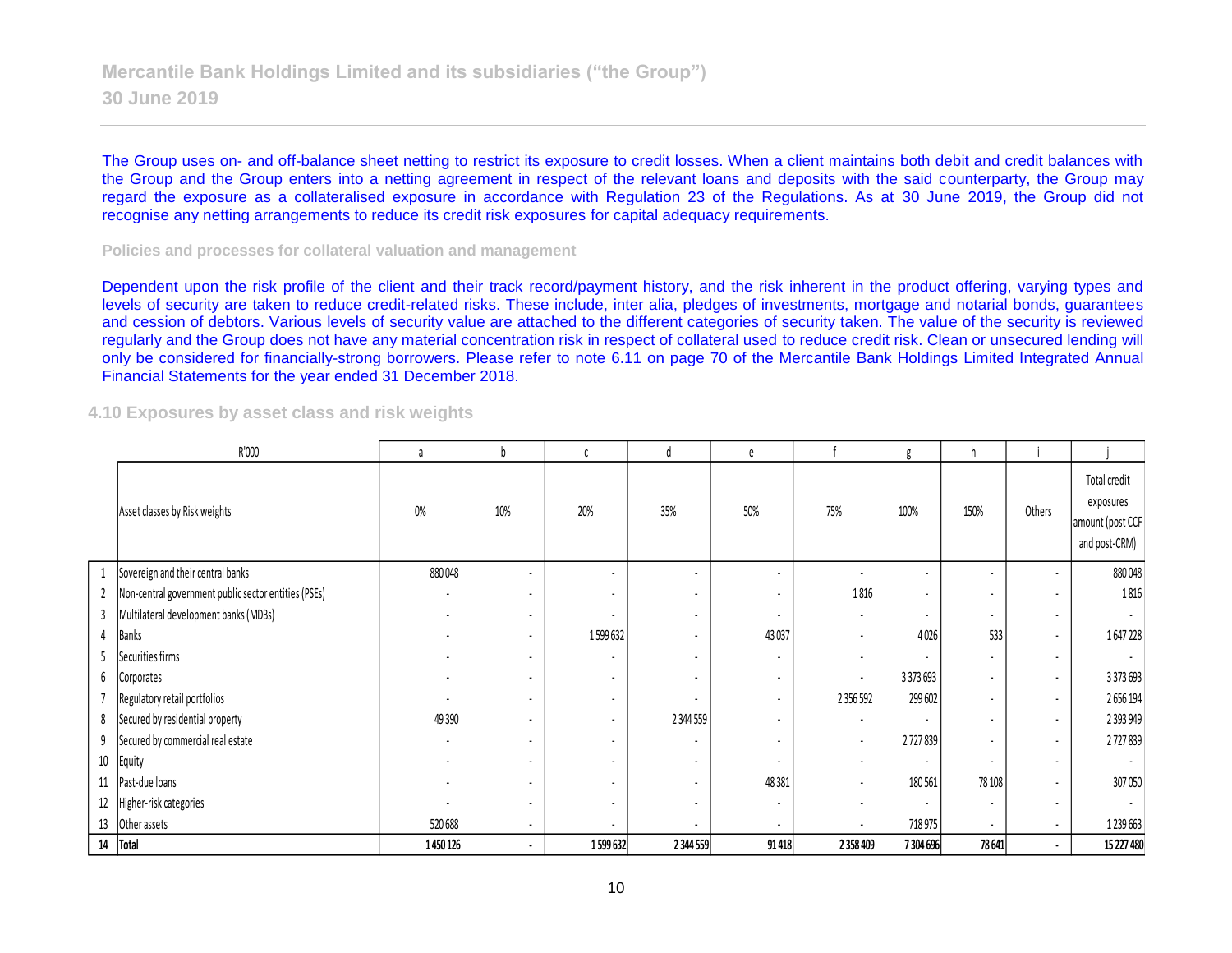The Group uses on- and off-balance sheet netting to restrict its exposure to credit losses. When a client maintains both debit and credit balances with the Group and the Group enters into a netting agreement in respect of the relevant loans and deposits with the said counterparty, the Group may regard the exposure as a collateralised exposure in accordance with Regulation 23 of the Regulations. As at 30 June 2019, the Group did not recognise any netting arrangements to reduce its credit risk exposures for capital adequacy requirements.

### Policies and processes for collateral valuation and management

Dependent upon the risk profile of the client and their track record/payment history, and the risk inherent in the product offering, varying types and levels of security are taken to reduce credit-related risks. These include, inter alia, pledges of investments, mortgage and notarial bonds, guarantees and cession of debtors. Various levels of security value are attached to the different categories of security taken. The value of the security is reviewed regularly and the Group does not have any material concentration risk in respect of collateral used to reduce credit risk. Clean or unsecured lending will only be considered for financially-strong borrowers. Please refer to note 6.11 on page 70 of the Mercantile Bank Holdings Limited Integrated Annual Financial Statements for the year ended 31 December 2018.

## 4.10 Exposures by asset class and risk weights

| | R'000 | a | b | c | d | e | f | g | h | i | j |
|---|---|---|---|---|---|---|---|---|---|---|---|
| | Asset classes by Risk weights | 0% | 10% | 20% | 35% | 50% | 75% | 100% | 150% | Others | Total credit exposures amount (post CCF and post-CRM) |
| 1 | Sovereign and their central banks | 880 048 | - | - | - | - | - | - | - | - | 880 048 |
| 2 | Non-central government public sector entities (PSEs) | - | - | - | - | - | 1 816 | - | - | - | 1 816 |
| 3 | Multilateral development banks (MDBs) | - | - | - | - | - | - | - | - | - | - |
| 4 | Banks | - | - | 1 599 632 | - | 43 037 | - | 4 026 | 533 | - | 1 647 228 |
| 5 | Securities firms | - | - | - | - | - | - | - | - | - | - |
| 6 | Corporates | - | - | - | - | - | - | 3 373 693 | - | - | 3 373 693 |
| 7 | Regulatory retail portfolios | - | - | - | - | - | 2 356 592 | 299 602 | - | - | 2 656 194 |
| 8 | Secured by residential property | 49 390 | - | - | 2 344 559 | - | - | - | - | - | 2 393 949 |
| 9 | Secured by commercial real estate | - | - | - | - | - | - | 2 727 839 | - | - | 2 727 839 |
| 10 | Equity | - | - | - | - | - | - | - | - | - | - |
| 11 | Past-due loans | - | - | - | - | 48 381 | - | 180 561 | 78 108 | - | 307 050 |
| 12 | Higher-risk categories | - | - | - | - | - | - | - | - | - | - |
| 13 | Other assets | 520 688 | - | - | - | - | - | 718 975 | - | - | 1 239 663 |
| **14** | **Total** | **1 450 126** | **-** | **1 599 632** | **2 344 559** | **91 418** | **2 358 409** | **7 304 696** | **78 641** | **-** | **15 227 480** |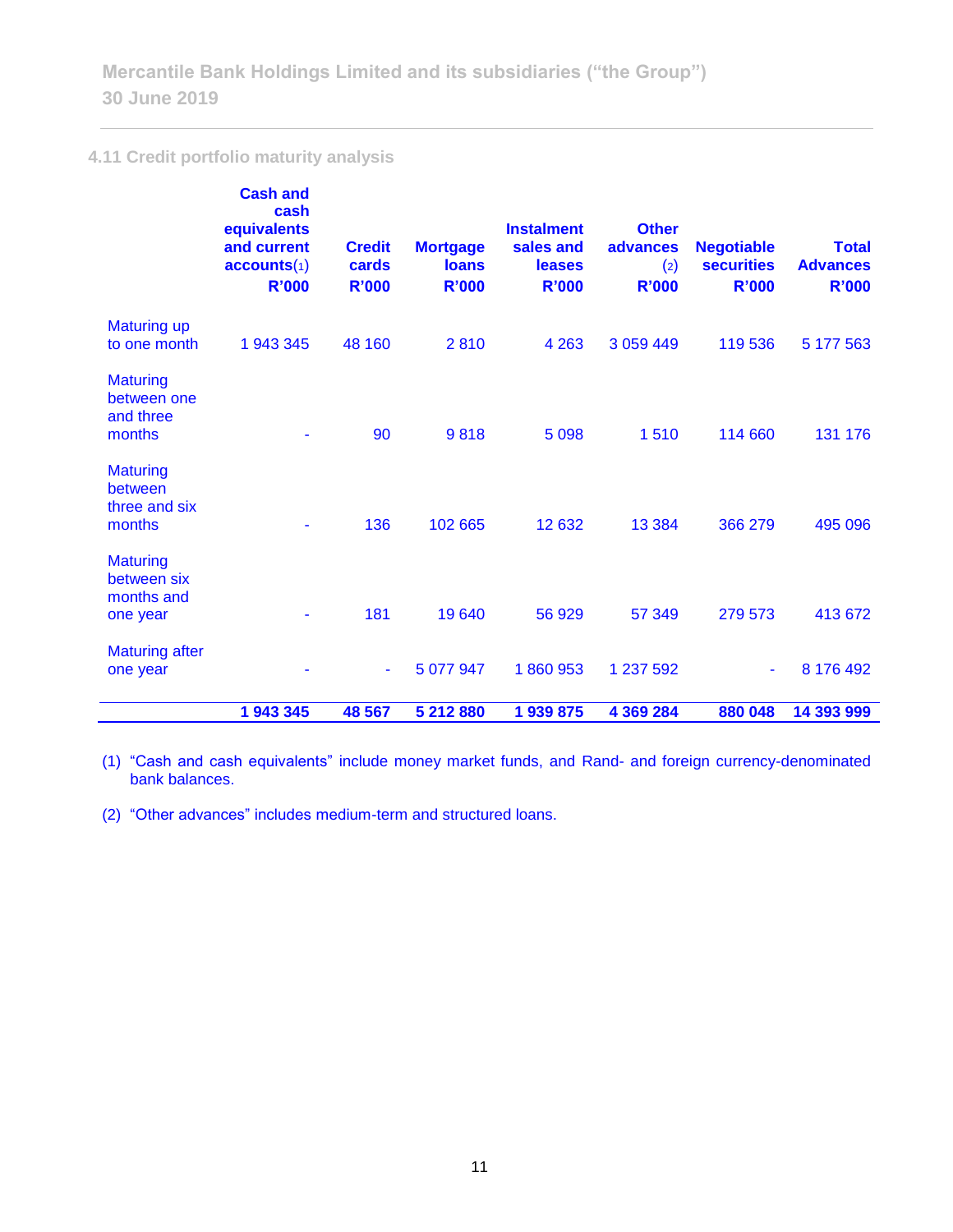### 4.11 Credit portfolio maturity analysis

| | Cash and cash equivalents and current accounts(1) R'000 | Credit cards R'000 | Mortgage loans R'000 | Instalment sales and leases R'000 | Other advances (2) R'000 | Negotiable securities R'000 | Total Advances R'000 |
|---|---|---|---|---|---|---|---|
| Maturing up to one month | 1 943 345 | 48 160 | 2 810 | 4 263 | 3 059 449 | 119 536 | 5 177 563 |
| Maturing between one and three months | - | 90 | 9 818 | 5 098 | 1 510 | 114 660 | 131 176 |
| Maturing between three and six months | - | 136 | 102 665 | 12 632 | 13 384 | 366 279 | 495 096 |
| Maturing between six months and one year | - | 181 | 19 640 | 56 929 | 57 349 | 279 573 | 413 672 |
| Maturing after one year | - | - | 5 077 947 | 1 860 953 | 1 237 592 | - | 8 176 492 |
| | **1 943 345** | **48 567** | **5 212 880** | **1 939 875** | **4 369 284** | **880 048** | **14 393 999** |

(1) "Cash and cash equivalents" include money market funds, and Rand- and foreign currency-denominated bank balances.

(2) "Other advances" includes medium-term and structured loans.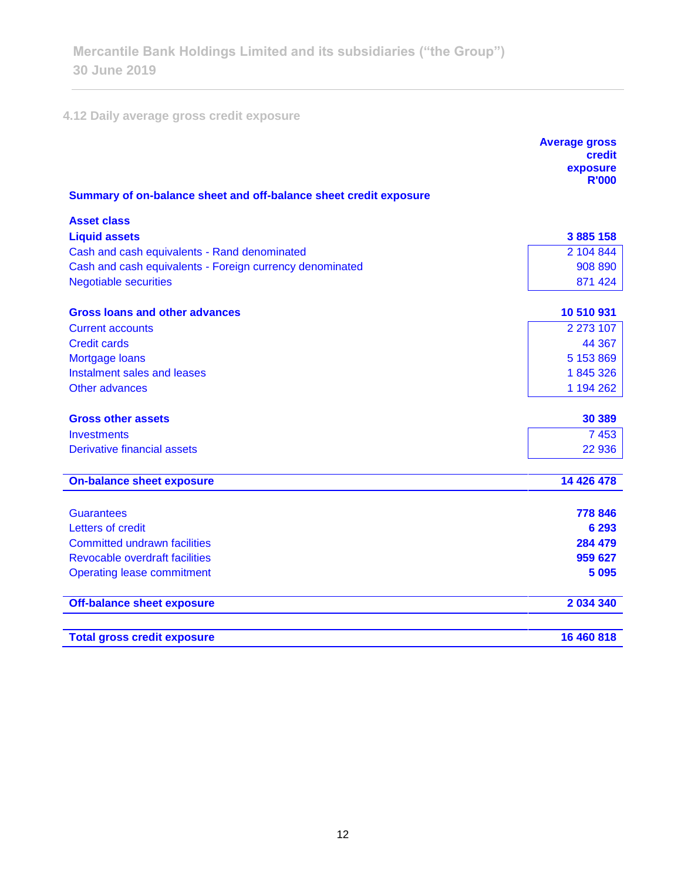## 4.12 Daily average gross credit exposure

| | Average gross credit exposure R'000 |
|---|---|
| **Summary of on-balance sheet and off-balance sheet credit exposure** | |
| **Asset class** | |
| **Liquid assets** | **3 885 158** |
| Cash and cash equivalents - Rand denominated | 2 104 844 |
| Cash and cash equivalents - Foreign currency denominated | 908 890 |
| Negotiable securities | 871 424 |
| **Gross loans and other advances** | **10 510 931** |
| Current accounts | 2 273 107 |
| Credit cards | 44 367 |
| Mortgage loans | 5 153 869 |
| Instalment sales and leases | 1 845 326 |
| Other advances | 1 194 262 |
| **Gross other assets** | **30 389** |
| Investments | 7 453 |
| Derivative financial assets | 22 936 |
| **On-balance sheet exposure** | **14 426 478** |
| Guarantees | **778 846** |
| Letters of credit | **6 293** |
| Committed undrawn facilities | **284 479** |
| Revocable overdraft facilities | **959 627** |
| Operating lease commitment | **5 095** |
| **Off-balance sheet exposure** | **2 034 340** |
| **Total gross credit exposure** | **16 460 818** |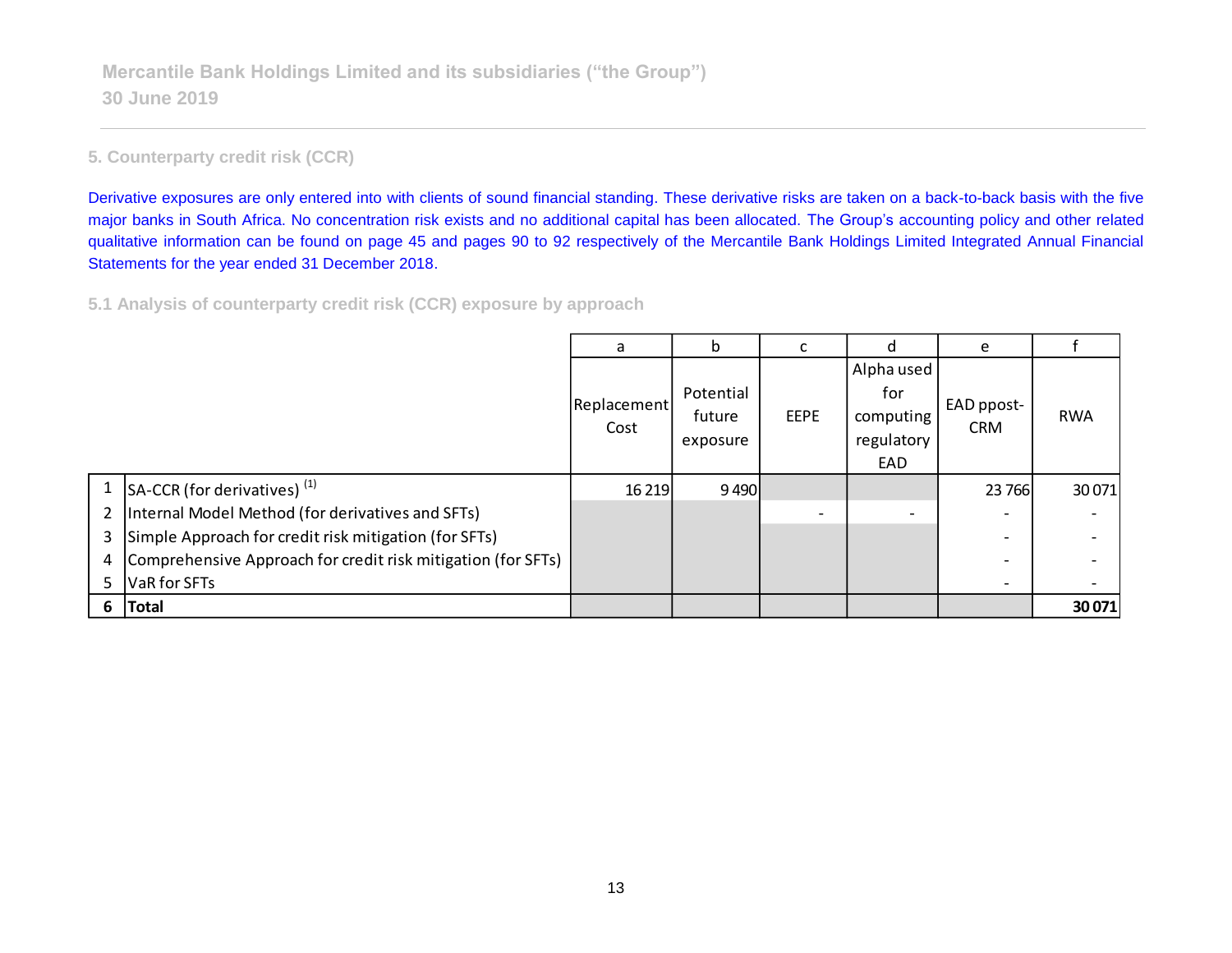Mercantile Bank Holdings Limited and its subsidiaries (“the Group”)
30 June 2019

## 5. Counterparty credit risk (CCR)

Derivative exposures are only entered into with clients of sound financial standing. These derivative risks are taken on a back-to-back basis with the five major banks in South Africa. No concentration risk exists and no additional capital has been allocated. The Group’s accounting policy and other related qualitative information can be found on page 45 and pages 90 to 92 respectively of the Mercantile Bank Holdings Limited Integrated Annual Financial Statements for the year ended 31 December 2018.

### 5.1 Analysis of counterparty credit risk (CCR) exposure by approach

| | | a | b | c | d | e | f |
|---|---|---|---|---|---|---|---|
| | | Replacement Cost | Potential future exposure | EEPE | Alpha used for computing regulatory EAD | EAD ppost-CRM | RWA |
| 1 | SA-CCR (for derivatives) [1] | 16 219 | 9 490 | | | 23 766 | 30 071 |
| 2 | Internal Model Method (for derivatives and SFTs) | | | - | - | - | - |
| 3 | Simple Approach for credit risk mitigation (for SFTs) | | | | | - | - |
| 4 | Comprehensive Approach for credit risk mitigation (for SFTs) | | | | | - | - |
| 5 | VaR for SFTs | | | | | - | - |
| **6** | **Total** | | | | | | **30 071** |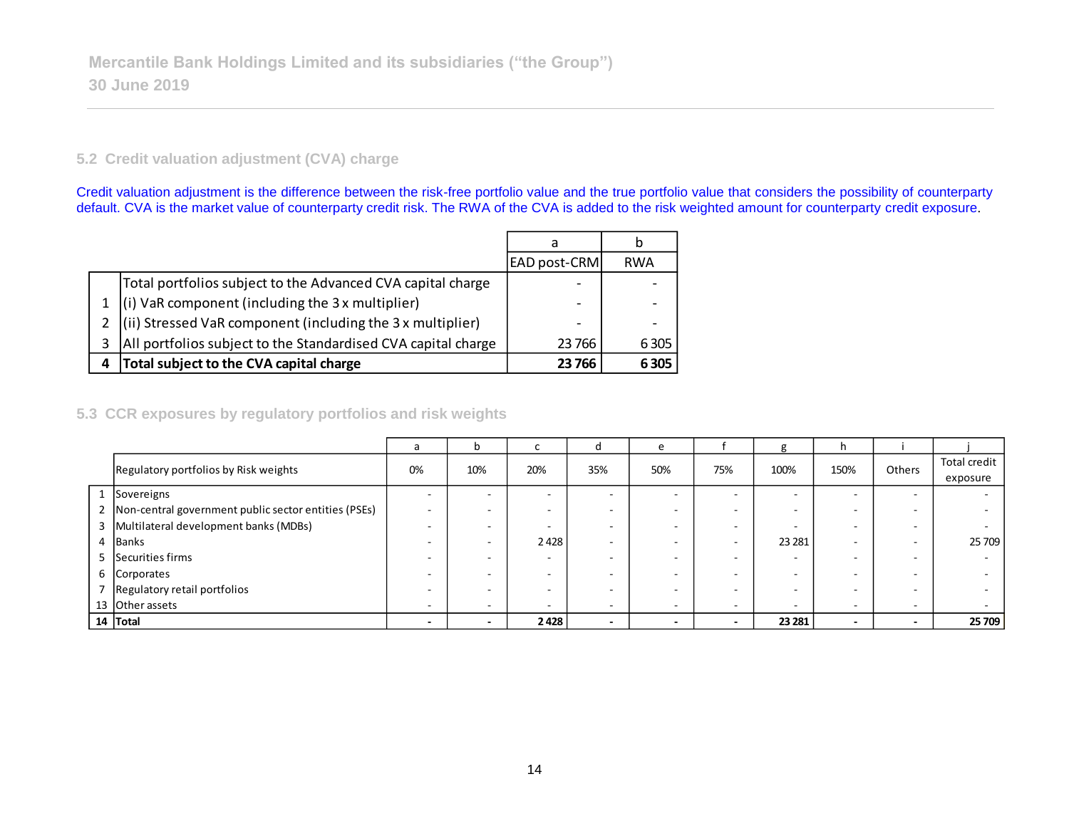## 5.2 Credit valuation adjustment (CVA) charge

Credit valuation adjustment is the difference between the risk-free portfolio value and the true portfolio value that considers the possibility of counterparty default. CVA is the market value of counterparty credit risk. The RWA of the CVA is added to the risk weighted amount for counterparty credit exposure.

| | | a | b |
|---|---|---|---|
| | | EAD post-CRM | RWA |
| | Total portfolios subject to the Advanced CVA capital charge | - | - |
| 1 | (i) VaR component (including the 3 x multiplier) | - | - |
| 2 | (ii) Stressed VaR component (including the 3 x multiplier) | - | - |
| 3 | All portfolios subject to the Standardised CVA capital charge | 23 766 | 6 305 |
| **4** | **Total subject to the CVA capital charge** | **23 766** | **6 305** |

## 5.3 CCR exposures by regulatory portfolios and risk weights

| | | a | b | c | d | e | f | g | h | i | j |
|---|---|---|---|---|---|---|---|---|---|---|---|
| | Regulatory portfolios by Risk weights | 0% | 10% | 20% | 35% | 50% | 75% | 100% | 150% | Others | Total credit exposure |
| 1 | Sovereigns | - | - | - | - | - | - | - | - | - | - |
| 2 | Non-central government public sector entities (PSEs) | - | - | - | - | - | - | - | - | - | - |
| 3 | Multilateral development banks (MDBs) | - | - | - | - | - | - | - | - | - | - |
| 4 | Banks | - | - | 2 428 | - | - | - | 23 281 | - | - | 25 709 |
| 5 | Securities firms | - | - | - | - | - | - | - | - | - | - |
| 6 | Corporates | - | - | - | - | - | - | - | - | - | - |
| 7 | Regulatory retail portfolios | - | - | - | - | - | - | - | - | - | - |
| 13 | Other assets | - | - | - | - | - | - | - | - | - | - |
| **14** | **Total** | **-** | **-** | **2 428** | **-** | **-** | **-** | **23 281** | **-** | **-** | **25 709** |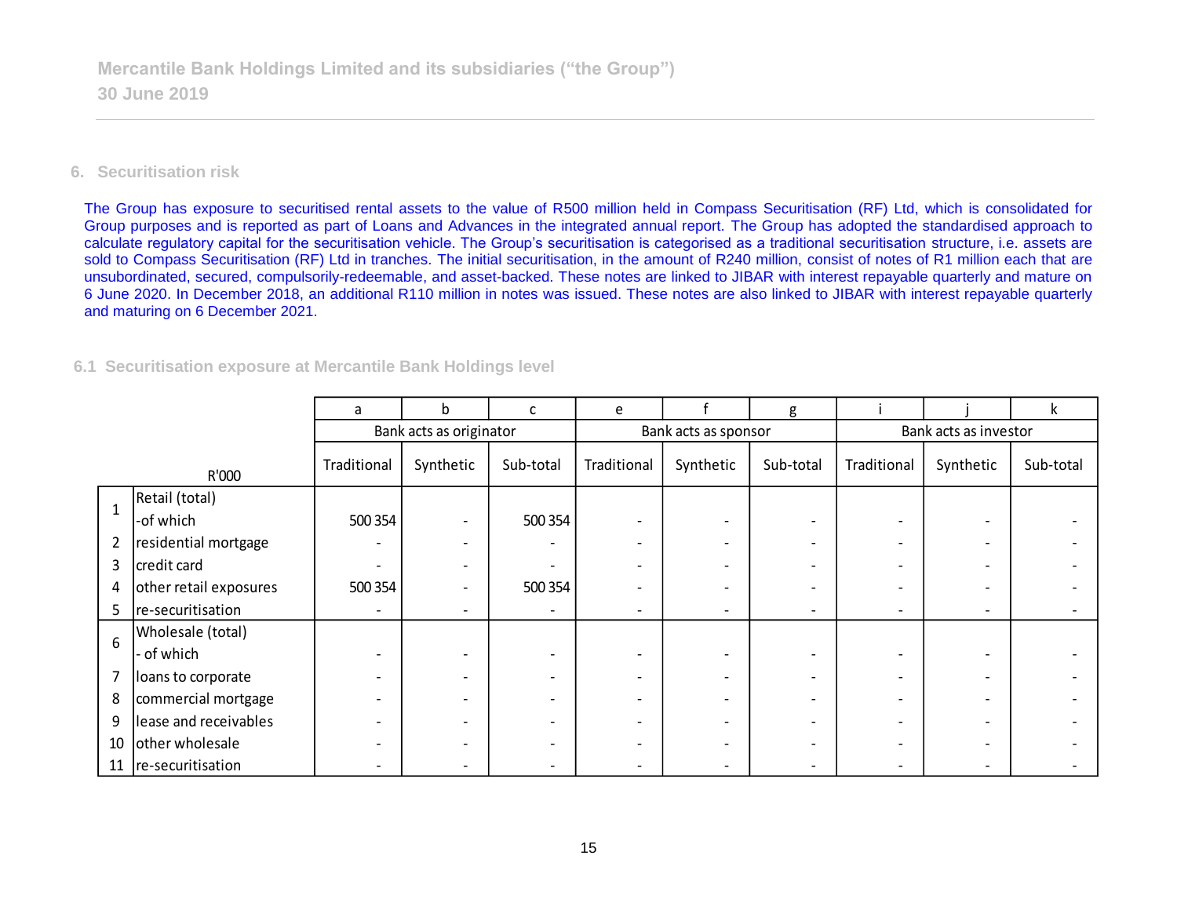## 6. Securitisation risk

The Group has exposure to securitised rental assets to the value of R500 million held in Compass Securitisation (RF) Ltd, which is consolidated for Group purposes and is reported as part of Loans and Advances in the integrated annual report. The Group has adopted the standardised approach to calculate regulatory capital for the securitisation vehicle. The Group's securitisation is categorised as a traditional securitisation structure, i.e. assets are sold to Compass Securitisation (RF) Ltd in tranches. The initial securitisation, in the amount of R240 million, consist of notes of R1 million each that are unsubordinated, secured, compulsorily-redeemable, and asset-backed. These notes are linked to JIBAR with interest repayable quarterly and mature on 6 June 2020. In December 2018, an additional R110 million in notes was issued. These notes are also linked to JIBAR with interest repayable quarterly and maturing on 6 December 2021.

### 6.1 Securitisation exposure at Mercantile Bank Holdings level

| | | a | b | c | e | f | g | i | j | k |
|---|---|---|---|---|---|---|---|---|---|---|
| | | Bank acts as originator | | | Bank acts as sponsor | | | Bank acts as investor | | |
| | R'000 | Traditional | Synthetic | Sub-total | Traditional | Synthetic | Sub-total | Traditional | Synthetic | Sub-total |
| 1 | Retail (total) -of which | 500 354 | - | 500 354 | - | - | - | - | - | - |
| 2 | residential mortgage | - | - | - | - | - | - | - | - | - |
| 3 | credit card | - | - | - | - | - | - | - | - | - |
| 4 | other retail exposures | 500 354 | - | 500 354 | - | - | - | - | - | - |
| 5 | re-securitisation | - | - | - | - | - | - | - | - | - |
| 6 | Wholesale (total) - of which | - | - | - | - | - | - | - | - | - |
| 7 | loans to corporate | - | - | - | - | - | - | - | - | - |
| 8 | commercial mortgage | - | - | - | - | - | - | - | - | - |
| 9 | lease and receivables | - | - | - | - | - | - | - | - | - |
| 10 | other wholesale | - | - | - | - | - | - | - | - | - |
| 11 | re-securitisation | - | - | - | - | - | - | - | - | - |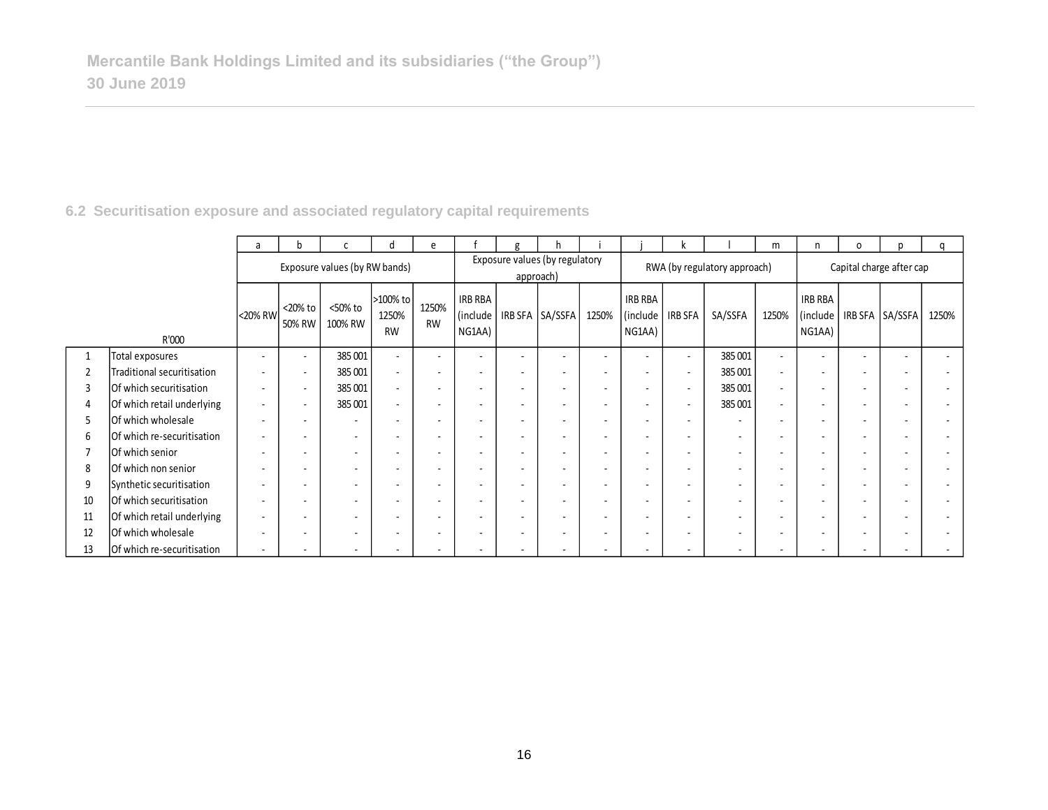## 6.2 Securitisation exposure and associated regulatory capital requirements

| | | a | b | c | d | e | f | g | h | i | j | k | l | m | n | o | p | q |
|---|---|---|---|---|---|---|---|---|---|---|---|---|---|---|---|---|---|---|
| | | Exposure values (by RW bands) | | | | | Exposure values (by regulatory approach) | | | | RWA (by regulatory approach) | | | | Capital charge after cap | | | |
| | R'000 | <20% RW | <20% to 50% RW | <50% to 100% RW | >100% to 1250% RW | 1250% RW | IRB RBA (include NG1AA) | IRB SFA | SA/SSFA | 1250% | IRB RBA (include NG1AA) | IRB SFA | SA/SSFA | 1250% | IRB RBA (include NG1AA) | IRB SFA | SA/SSFA | 1250% |
| 1 | Total exposures | - | - | 385 001 | - | - | - | - | - | - | - | - | 385 001 | - | - | - | - | - |
| 2 | Traditional securitisation | - | - | 385 001 | - | - | - | - | - | - | - | - | 385 001 | - | - | - | - | - |
| 3 | Of which securitisation | - | - | 385 001 | - | - | - | - | - | - | - | - | 385 001 | - | - | - | - | - |
| 4 | Of which retail underlying | - | - | 385 001 | - | - | - | - | - | - | - | - | 385 001 | - | - | - | - | - |
| 5 | Of which wholesale | - | - | - | - | - | - | - | - | - | - | - | - | - | - | - | - | - |
| 6 | Of which re-securitisation | - | - | - | - | - | - | - | - | - | - | - | - | - | - | - | - | - |
| 7 | Of which senior | - | - | - | - | - | - | - | - | - | - | - | - | - | - | - | - | - |
| 8 | Of which non senior | - | - | - | - | - | - | - | - | - | - | - | - | - | - | - | - | - |
| 9 | Synthetic securitisation | - | - | - | - | - | - | - | - | - | - | - | - | - | - | - | - | - |
| 10 | Of which securitisation | - | - | - | - | - | - | - | - | - | - | - | - | - | - | - | - | - |
| 11 | Of which retail underlying | - | - | - | - | - | - | - | - | - | - | - | - | - | - | - | - | - |
| 12 | Of which wholesale | - | - | - | - | - | - | - | - | - | - | - | - | - | - | - | - | - |
| 13 | Of which re-securitisation | - | - | - | - | - | - | - | - | - | - | - | - | - | - | - | - | - |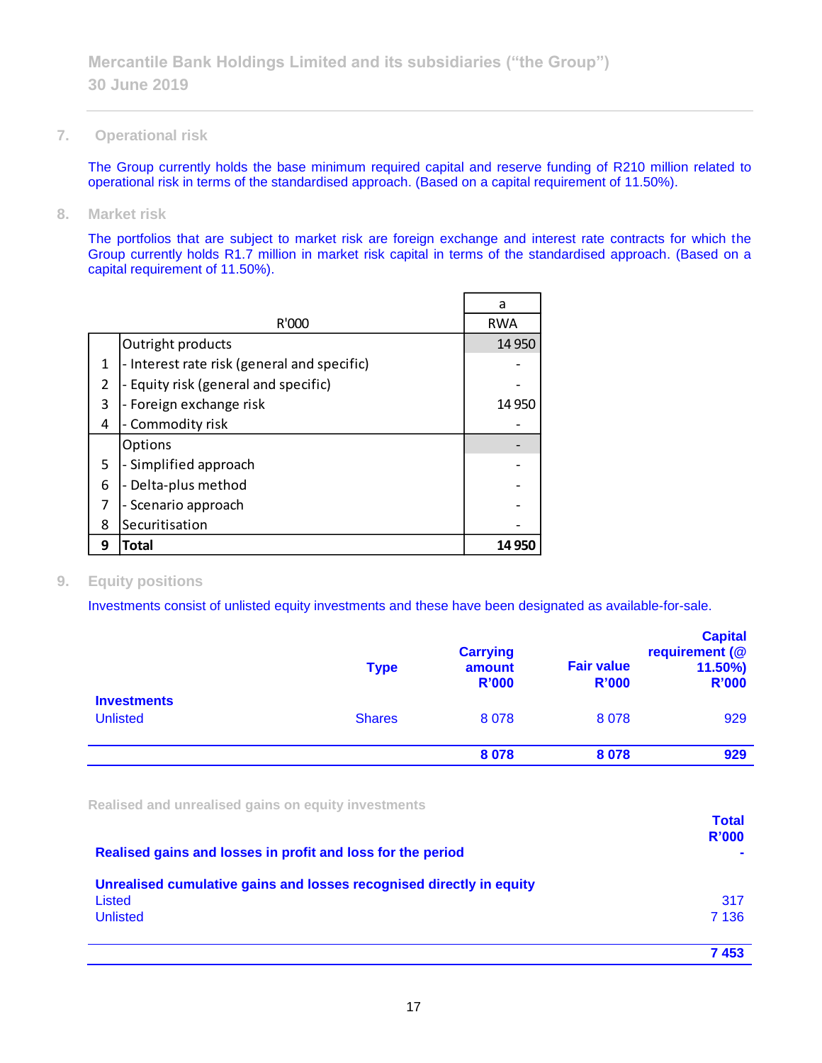## 7. Operational risk

The Group currently holds the base minimum required capital and reserve funding of R210 million related to operational risk in terms of the standardised approach. (Based on a capital requirement of 11.50%).

## 8. Market risk

The portfolios that are subject to market risk are foreign exchange and interest rate contracts for which the Group currently holds R1.7 million in market risk capital in terms of the standardised approach. (Based on a capital requirement of 11.50%).

| | R'000 | a<br>RWA |
|---|---|---|
| | Outright products | 14 950 |
| 1 | - Interest rate risk (general and specific) | - |
| 2 | - Equity risk (general and specific) | - |
| 3 | - Foreign exchange risk | 14 950 |
| 4 | - Commodity risk | - |
| | Options | - |
| 5 | - Simplified approach | - |
| 6 | - Delta-plus method | - |
| 7 | - Scenario approach | - |
| 8 | Securitisation | - |
| **9** | **Total** | **14 950** |

## 9. Equity positions

Investments consist of unlisted equity investments and these have been designated as available-for-sale.

| | Type | Carrying amount R'000 | Fair value R'000 | Capital requirement (@ 11.50%) R'000 |
|---|---|---|---|---|
| **Investments** | | | | |
| Unlisted | Shares | 8 078 | 8 078 | 929 |
| | | **8 078** | **8 078** | **929** |

### Realised and unrealised gains on equity investments

| | Total R'000 |
|---|---|
| **Realised gains and losses in profit and loss for the period** | **-** |
| **Unrealised cumulative gains and losses recognised directly in equity** | |
| Listed | 317 |
| Unlisted | 7 136 |
| | **7 453** |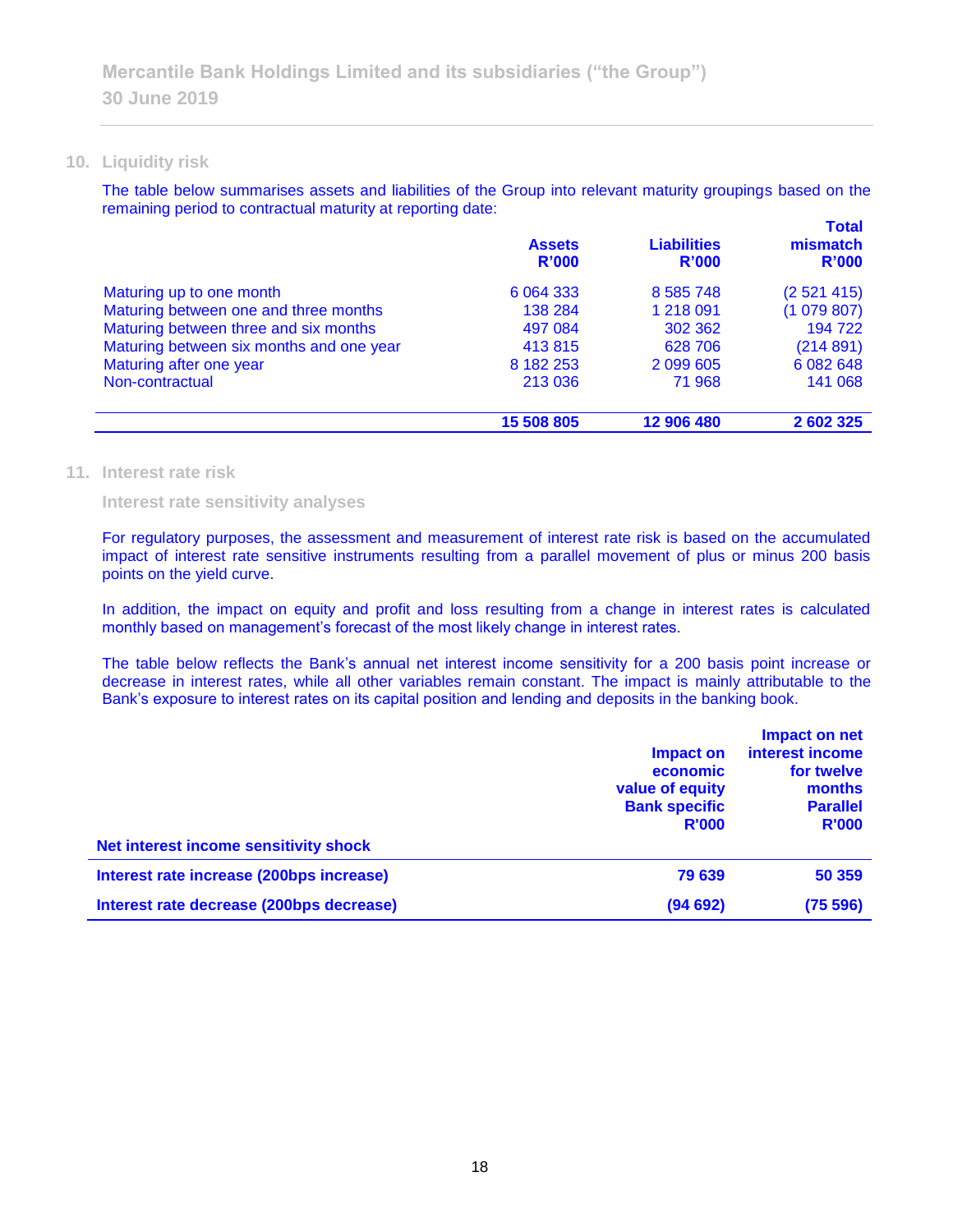## 10. Liquidity risk

The table below summarises assets and liabilities of the Group into relevant maturity groupings based on the remaining period to contractual maturity at reporting date:

| | Assets R'000 | Liabilities R'000 | Total mismatch R'000 |
|---|---|---|---|
| Maturing up to one month | 6 064 333 | 8 585 748 | (2 521 415) |
| Maturing between one and three months | 138 284 | 1 218 091 | (1 079 807) |
| Maturing between three and six months | 497 084 | 302 362 | 194 722 |
| Maturing between six months and one year | 413 815 | 628 706 | (214 891) |
| Maturing after one year | 8 182 253 | 2 099 605 | 6 082 648 |
| Non-contractual | 213 036 | 71 968 | 141 068 |
| | **15 508 805** | **12 906 480** | **2 602 325** |

## 11. Interest rate risk

### Interest rate sensitivity analyses

For regulatory purposes, the assessment and measurement of interest rate risk is based on the accumulated impact of interest rate sensitive instruments resulting from a parallel movement of plus or minus 200 basis points on the yield curve.

In addition, the impact on equity and profit and loss resulting from a change in interest rates is calculated monthly based on management's forecast of the most likely change in interest rates.

The table below reflects the Bank's annual net interest income sensitivity for a 200 basis point increase or decrease in interest rates, while all other variables remain constant. The impact is mainly attributable to the Bank's exposure to interest rates on its capital position and lending and deposits in the banking book.

| Net interest income sensitivity shock | Impact on economic value of equity Bank specific R'000 | Impact on net interest income for twelve months Parallel R'000 |
|---|---|---|
| **Interest rate increase (200bps increase)** | **79 639** | **50 359** |
| **Interest rate decrease (200bps decrease)** | **(94 692)** | **(75 596)** |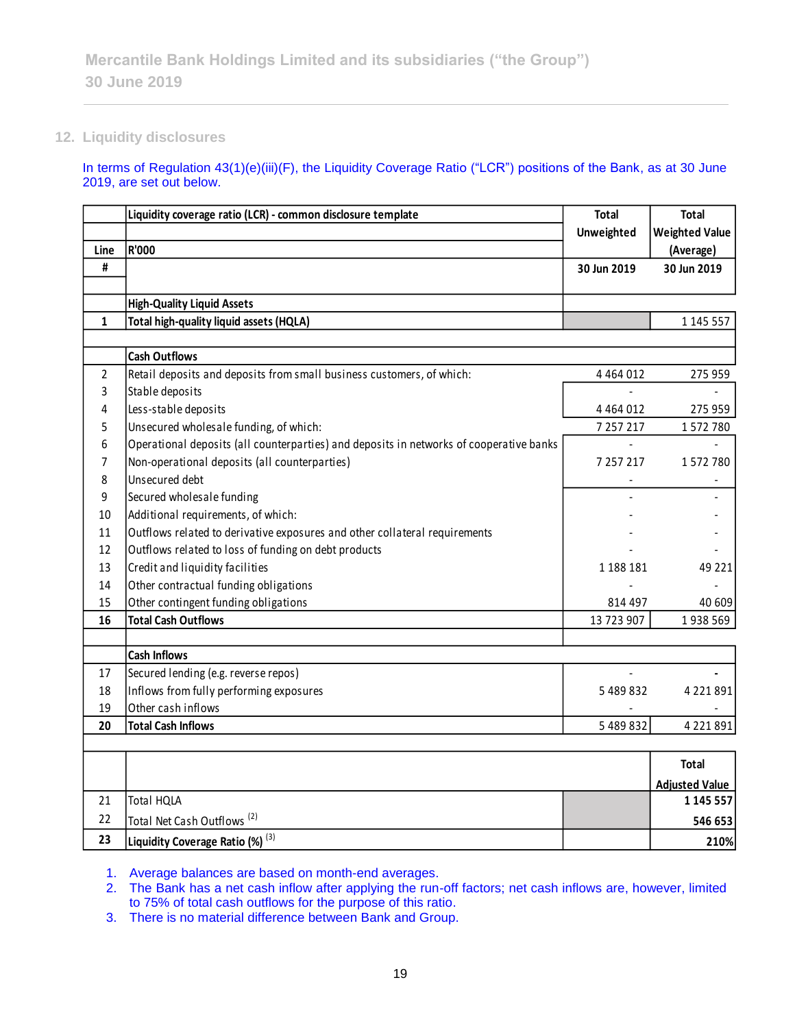Mercantile Bank Holdings Limited and its subsidiaries ("the Group")
30 June 2019

## 12. Liquidity disclosures

In terms of Regulation 43(1)(e)(iii)(F), the Liquidity Coverage Ratio ("LCR") positions of the Bank, as at 30 June 2019, are set out below.

| Line # | Liquidity coverage ratio (LCR) - common disclosure template<br>R'000 | Total Unweighted<br>30 Jun 2019 | Total Weighted Value (Average)<br>30 Jun 2019 |
|---|---|---|---|
| | **High-Quality Liquid Assets** | | |
| **1** | **Total high-quality liquid assets (HQLA)** | | 1 145 557 |
| | **Cash Outflows** | | |
| 2 | Retail deposits and deposits from small business customers, of which: | 4 464 012 | 275 959 |
| 3 | Stable deposits | - | - |
| 4 | Less-stable deposits | 4 464 012 | 275 959 |
| 5 | Unsecured wholesale funding, of which: | 7 257 217 | 1 572 780 |
| 6 | Operational deposits (all counterparties) and deposits in networks of cooperative banks | - | - |
| 7 | Non-operational deposits (all counterparties) | 7 257 217 | 1 572 780 |
| 8 | Unsecured debt | - | - |
| 9 | Secured wholesale funding | - | - |
| 10 | Additional requirements, of which: | - | - |
| 11 | Outflows related to derivative exposures and other collateral requirements | - | - |
| 12 | Outflows related to loss of funding on debt products | - | - |
| 13 | Credit and liquidity facilities | 1 188 181 | 49 221 |
| 14 | Other contractual funding obligations | - | - |
| 15 | Other contingent funding obligations | 814 497 | 40 609 |
| **16** | **Total Cash Outflows** | 13 723 907 | 1 938 569 |
| | **Cash Inflows** | | |
| 17 | Secured lending (e.g. reverse repos) | - | - |
| 18 | Inflows from fully performing exposures | 5 489 832 | 4 221 891 |
| 19 | Other cash inflows | - | - |
| **20** | **Total Cash Inflows** | 5 489 832 | 4 221 891 |
| | | | **Total Adjusted Value** |
| 21 | Total HQLA | | **1 145 557** |
| 22 | Total Net Cash Outflows [(2)] | | **546 653** |
| **23** | **Liquidity Coverage Ratio (%)** [(3)] | | **210%** |

1. Average balances are based on month-end averages.
2. The Bank has a net cash inflow after applying the run-off factors; net cash inflows are, however, limited to 75% of total cash outflows for the purpose of this ratio.
3. There is no material difference between Bank and Group.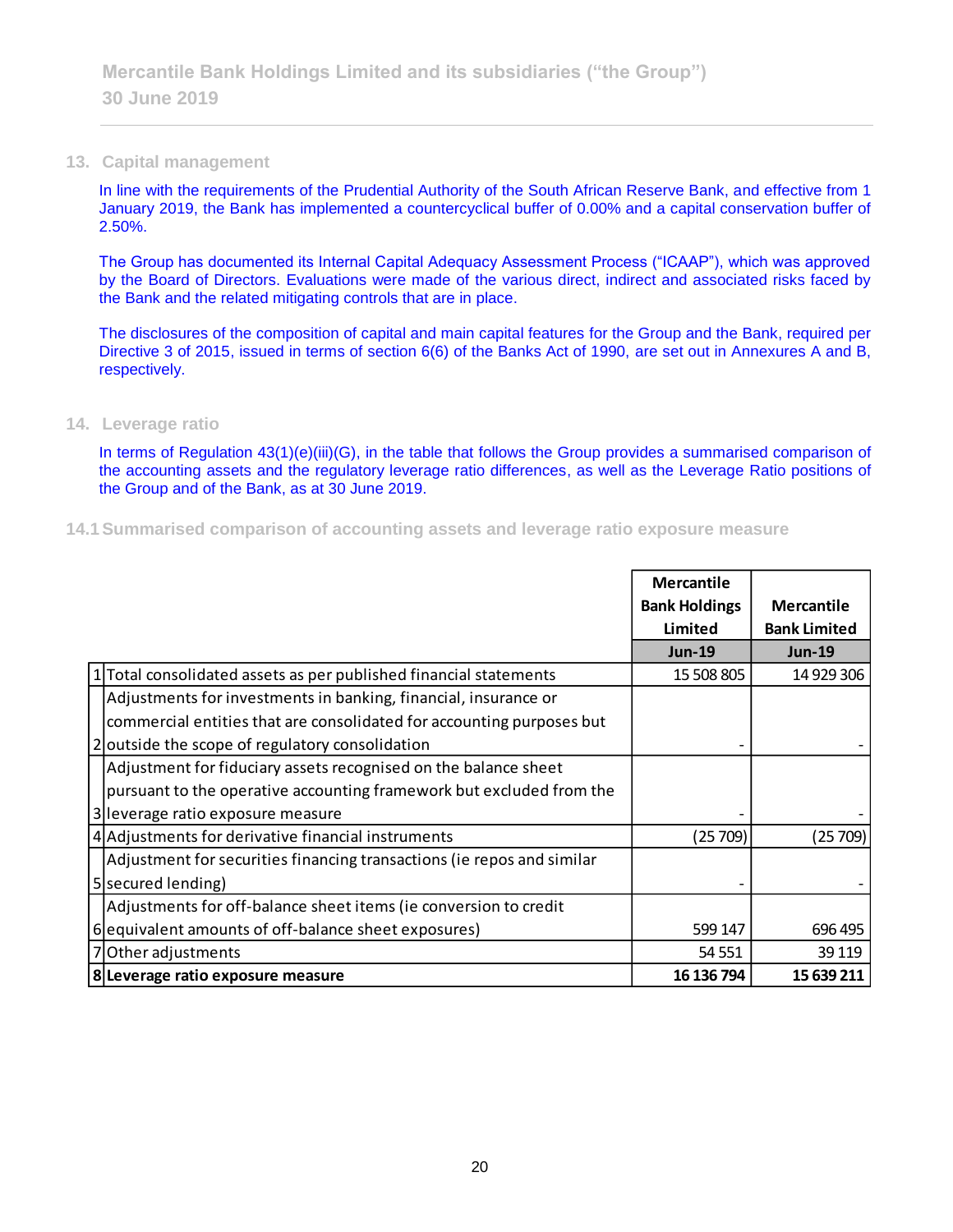## 13. Capital management

In line with the requirements of the Prudential Authority of the South African Reserve Bank, and effective from 1 January 2019, the Bank has implemented a countercyclical buffer of 0.00% and a capital conservation buffer of 2.50%.

The Group has documented its Internal Capital Adequacy Assessment Process ("ICAAP"), which was approved by the Board of Directors. Evaluations were made of the various direct, indirect and associated risks faced by the Bank and the related mitigating controls that are in place.

The disclosures of the composition of capital and main capital features for the Group and the Bank, required per Directive 3 of 2015, issued in terms of section 6(6) of the Banks Act of 1990, are set out in Annexures A and B, respectively.

## 14. Leverage ratio

In terms of Regulation 43(1)(e)(iii)(G), in the table that follows the Group provides a summarised comparison of the accounting assets and the regulatory leverage ratio differences, as well as the Leverage Ratio positions of the Group and of the Bank, as at 30 June 2019.

### 14.1 Summarised comparison of accounting assets and leverage ratio exposure measure

| | | Mercantile Bank Holdings Limited | Mercantile Bank Limited |
|---|---|---|---|
| | | **Jun-19** | **Jun-19** |
| 1 | Total consolidated assets as per published financial statements | 15 508 805 | 14 929 306 |
| 2 | Adjustments for investments in banking, financial, insurance or commercial entities that are consolidated for accounting purposes but outside the scope of regulatory consolidation | - | - |
| 3 | Adjustment for fiduciary assets recognised on the balance sheet pursuant to the operative accounting framework but excluded from the leverage ratio exposure measure | - | - |
| 4 | Adjustments for derivative financial instruments | (25 709) | (25 709) |
| 5 | Adjustment for securities financing transactions (ie repos and similar secured lending) | - | - |
| 6 | Adjustments for off-balance sheet items (ie conversion to credit equivalent amounts of off-balance sheet exposures) | 599 147 | 696 495 |
| 7 | Other adjustments | 54 551 | 39 119 |
| **8** | **Leverage ratio exposure measure** | **16 136 794** | **15 639 211** |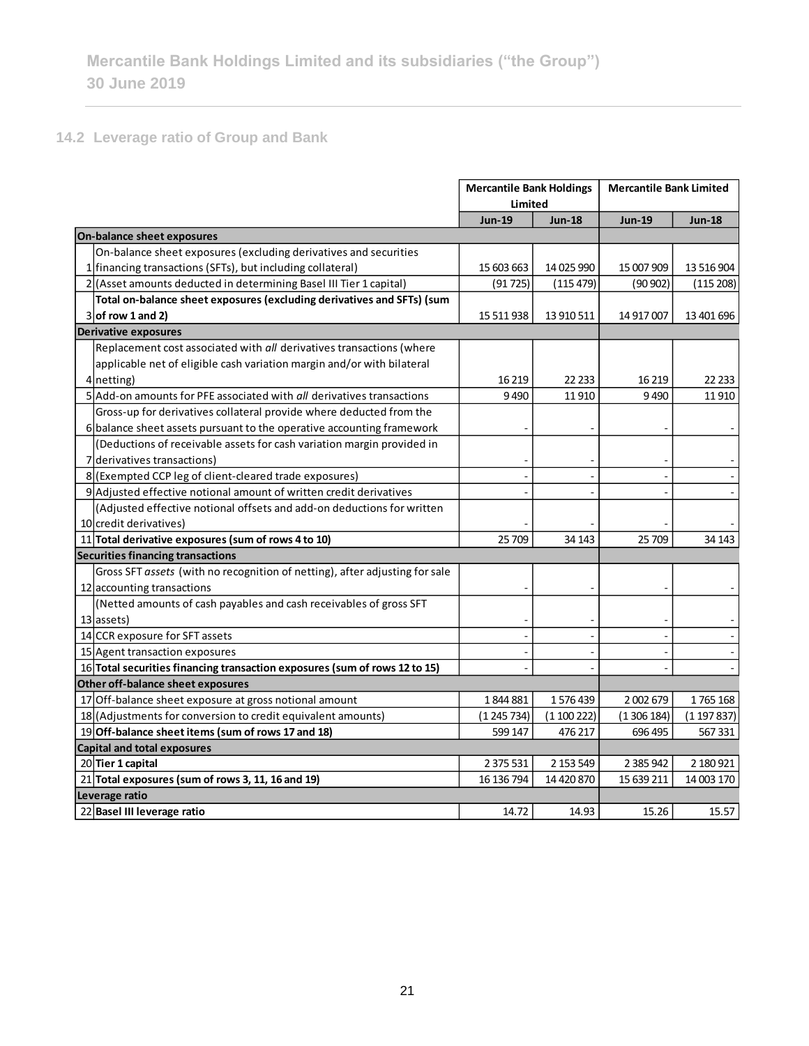## 14.2 Leverage ratio of Group and Bank

| | | Mercantile Bank Holdings Limited | | Mercantile Bank Limited | |
|---|---|---|---|---|---|
| | | **Jun-19** | **Jun-18** | **Jun-19** | **Jun-18** |
| | **On-balance sheet exposures** | | | | |
| 1 | On-balance sheet exposures (excluding derivatives and securities financing transactions (SFTs), but including collateral) | 15 603 663 | 14 025 990 | 15 007 909 | 13 516 904 |
| 2 | (Asset amounts deducted in determining Basel III Tier 1 capital) | (91 725) | (115 479) | (90 902) | (115 208) |
| 3 | **Total on-balance sheet exposures (excluding derivatives and SFTs) (sum of row 1 and 2)** | 15 511 938 | 13 910 511 | 14 917 007 | 13 401 696 |
| | **Derivative exposures** | | | | |
| 4 | Replacement cost associated with *all* derivatives transactions (where applicable net of eligible cash variation margin and/or with bilateral netting) | 16 219 | 22 233 | 16 219 | 22 233 |
| 5 | Add-on amounts for PFE associated with *all* derivatives transactions | 9 490 | 11 910 | 9 490 | 11 910 |
| 6 | Gross-up for derivatives collateral provide where deducted from the balance sheet assets pursuant to the operative accounting framework | - | - | - | - |
| 7 | (Deductions of receivable assets for cash variation margin provided in derivatives transactions) | - | - | - | - |
| 8 | (Exempted CCP leg of client-cleared trade exposures) | - | - | - | - |
| 9 | Adjusted effective notional amount of written credit derivatives | - | - | - | - |
| 10 | (Adjusted effective notional offsets and add-on deductions for written credit derivatives) | - | - | - | - |
| 11 | **Total derivative exposures (sum of rows 4 to 10)** | 25 709 | 34 143 | 25 709 | 34 143 |
| | **Securities financing transactions** | | | | |
| 12 | Gross SFT *assets* (with no recognition of netting), after adjusting for sale accounting transactions | - | - | - | - |
| 13 | (Netted amounts of cash payables and cash receivables of gross SFT assets) | - | - | - | - |
| 14 | CCR exposure for SFT assets | - | - | - | - |
| 15 | Agent transaction exposures | - | - | - | - |
| 16 | **Total securities financing transaction exposures (sum of rows 12 to 15)** | - | - | - | - |
| | **Other off-balance sheet exposures** | | | | |
| 17 | Off-balance sheet exposure at gross notional amount | 1 844 881 | 1 576 439 | 2 002 679 | 1 765 168 |
| 18 | (Adjustments for conversion to credit equivalent amounts) | (1 245 734) | (1 100 222) | (1 306 184) | (1 197 837) |
| 19 | **Off-balance sheet items (sum of rows 17 and 18)** | 599 147 | 476 217 | 696 495 | 567 331 |
| | **Capital and total exposures** | | | | |
| 20 | **Tier 1 capital** | 2 375 531 | 2 153 549 | 2 385 942 | 2 180 921 |
| 21 | **Total exposures (sum of rows 3, 11, 16 and 19)** | 16 136 794 | 14 420 870 | 15 639 211 | 14 003 170 |
| | **Leverage ratio** | | | | |
| 22 | **Basel III leverage ratio** | 14.72 | 14.93 | 15.26 | 15.57 |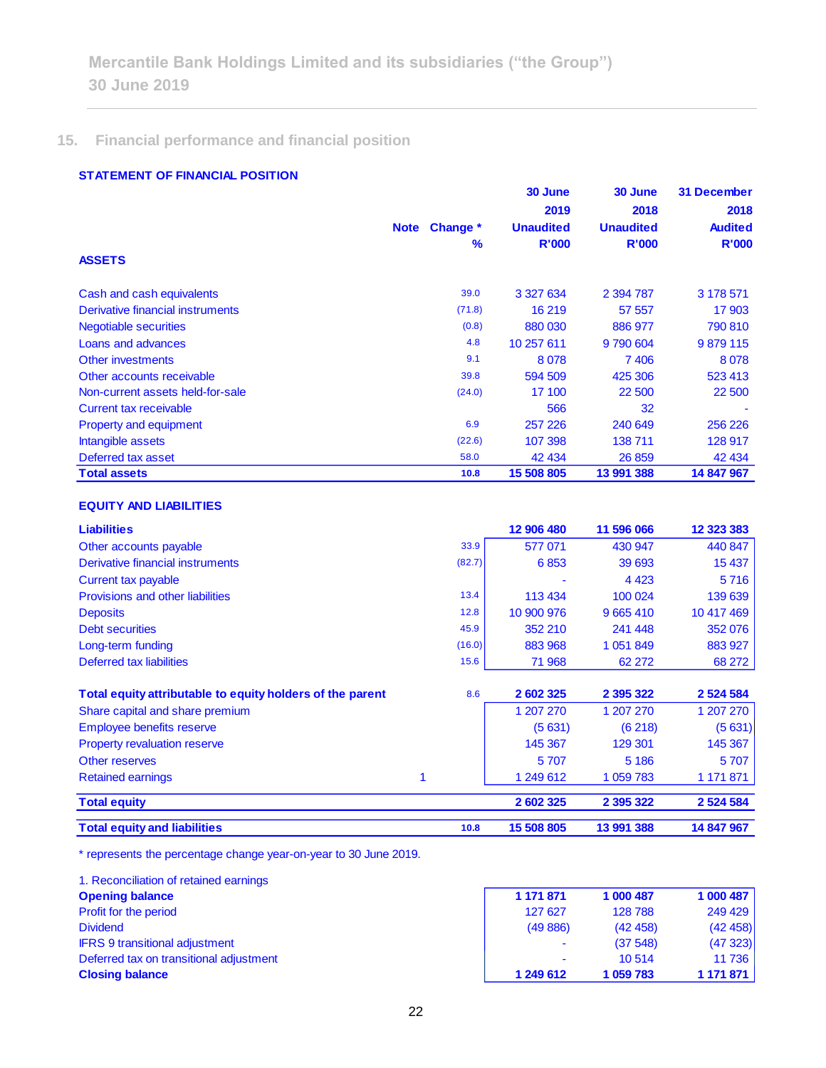## 15. Financial performance and financial position

### STATEMENT OF FINANCIAL POSITION

| | Note | Change * % | 30 June 2019 Unaudited R'000 | 30 June 2018 Unaudited R'000 | 31 December 2018 Audited R'000 |
|---|---|---|---|---|---|
| **ASSETS** | | | | | |
| Cash and cash equivalents | | 39.0 | 3 327 634 | 2 394 787 | 3 178 571 |
| Derivative financial instruments | | (71.8) | 16 219 | 57 557 | 17 903 |
| Negotiable securities | | (0.8) | 880 030 | 886 977 | 790 810 |
| Loans and advances | | 4.8 | 10 257 611 | 9 790 604 | 9 879 115 |
| Other investments | | 9.1 | 8 078 | 7 406 | 8 078 |
| Other accounts receivable | | 39.8 | 594 509 | 425 306 | 523 413 |
| Non-current assets held-for-sale | | (24.0) | 17 100 | 22 500 | 22 500 |
| Current tax receivable | | | 566 | 32 | - |
| Property and equipment | | 6.9 | 257 226 | 240 649 | 256 226 |
| Intangible assets | | (22.6) | 107 398 | 138 711 | 128 917 |
| Deferred tax asset | | 58.0 | 42 434 | 26 859 | 42 434 |
| **Total assets** | | **10.8** | **15 508 805** | **13 991 388** | **14 847 967** |
| **EQUITY AND LIABILITIES** | | | | | |
| **Liabilities** | | | **12 906 480** | **11 596 066** | **12 323 383** |
| Other accounts payable | | 33.9 | 577 071 | 430 947 | 440 847 |
| Derivative financial instruments | | (82.7) | 6 853 | 39 693 | 15 437 |
| Current tax payable | | | - | 4 423 | 5 716 |
| Provisions and other liabilities | | 13.4 | 113 434 | 100 024 | 139 639 |
| Deposits | | 12.8 | 10 900 976 | 9 665 410 | 10 417 469 |
| Debt securities | | 45.9 | 352 210 | 241 448 | 352 076 |
| Long-term funding | | (16.0) | 883 968 | 1 051 849 | 883 927 |
| Deferred tax liabilities | | 15.6 | 71 968 | 62 272 | 68 272 |
| **Total equity attributable to equity holders of the parent** | | 8.6 | **2 602 325** | **2 395 322** | **2 524 584** |
| Share capital and share premium | | | 1 207 270 | 1 207 270 | 1 207 270 |
| Employee benefits reserve | | | (5 631) | (6 218) | (5 631) |
| Property revaluation reserve | | | 145 367 | 129 301 | 145 367 |
| Other reserves | | | 5 707 | 5 186 | 5 707 |
| Retained earnings | 1 | | 1 249 612 | 1 059 783 | 1 171 871 |
| **Total equity** | | | **2 602 325** | **2 395 322** | **2 524 584** |
| **Total equity and liabilities** | | **10.8** | **15 508 805** | **13 991 388** | **14 847 967** |

\* represents the percentage change year-on-year to 30 June 2019.

1. Reconciliation of retained earnings

| | 30 June 2019 | 30 June 2018 | 31 December 2018 |
|---|---|---|---|
| **Opening balance** | **1 171 871** | **1 000 487** | **1 000 487** |
| Profit for the period | 127 627 | 128 788 | 249 429 |
| Dividend | (49 886) | (42 458) | (42 458) |
| IFRS 9 transitional adjustment | - | (37 548) | (47 323) |
| Deferred tax on transitional adjustment | - | 10 514 | 11 736 |
| **Closing balance** | **1 249 612** | **1 059 783** | **1 171 871** |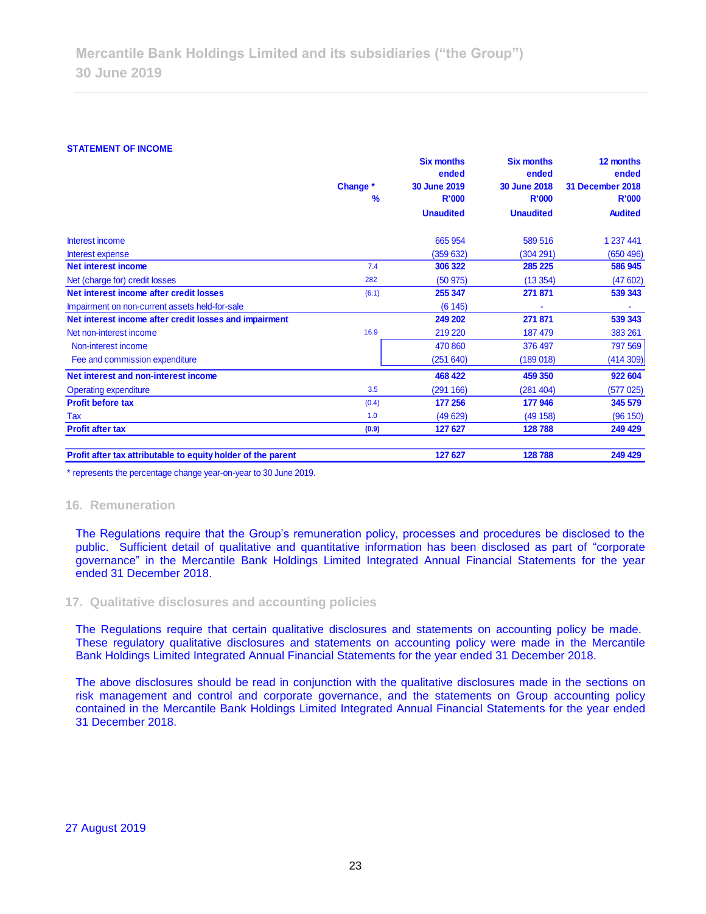**STATEMENT OF INCOME**

| | Change * % | Six months ended 30 June 2019 R'000 Unaudited | Six months ended 30 June 2018 R'000 Unaudited | 12 months ended 31 December 2018 R'000 Audited |
|---|---|---|---|---|
| Interest income | | 665 954 | 589 516 | 1 237 441 |
| Interest expense | | (359 632) | (304 291) | (650 496) |
| **Net interest income** | 7.4 | **306 322** | **285 225** | **586 945** |
| Net (charge for) credit losses | 282 | (50 975) | (13 354) | (47 602) |
| **Net interest income after credit losses** | (6.1) | **255 347** | **271 871** | **539 343** |
| Impairment on non-current assets held-for-sale | | (6 145) | - | - |
| **Net interest income after credit losses and impairment** | | **249 202** | **271 871** | **539 343** |
| Net non-interest income | 16.9 | 219 220 | 187 479 | 383 261 |
| Non-interest income | | 470 860 | 376 497 | 797 569 |
| Fee and commission expenditure | | (251 640) | (189 018) | (414 309) |
| **Net interest and non-interest income** | | **468 422** | **459 350** | **922 604** |
| Operating expenditure | 3.5 | (291 166) | (281 404) | (577 025) |
| **Profit before tax** | (0.4) | **177 256** | **177 946** | **345 579** |
| Tax | 1.0 | (49 629) | (49 158) | (96 150) |
| **Profit after tax** | **(0.9)** | **127 627** | **128 788** | **249 429** |
| **Profit after tax attributable to equity holder of the parent** | | **127 627** | **128 788** | **249 429** |

\* represents the percentage change year-on-year to 30 June 2019.

## 16. Remuneration

The Regulations require that the Group's remuneration policy, processes and procedures be disclosed to the public. Sufficient detail of qualitative and quantitative information has been disclosed as part of "corporate governance" in the Mercantile Bank Holdings Limited Integrated Annual Financial Statements for the year ended 31 December 2018.

## 17. Qualitative disclosures and accounting policies

The Regulations require that certain qualitative disclosures and statements on accounting policy be made. These regulatory qualitative disclosures and statements on accounting policy were made in the Mercantile Bank Holdings Limited Integrated Annual Financial Statements for the year ended 31 December 2018.

The above disclosures should be read in conjunction with the qualitative disclosures made in the sections on risk management and control and corporate governance, and the statements on Group accounting policy contained in the Mercantile Bank Holdings Limited Integrated Annual Financial Statements for the year ended 31 December 2018.

27 August 2019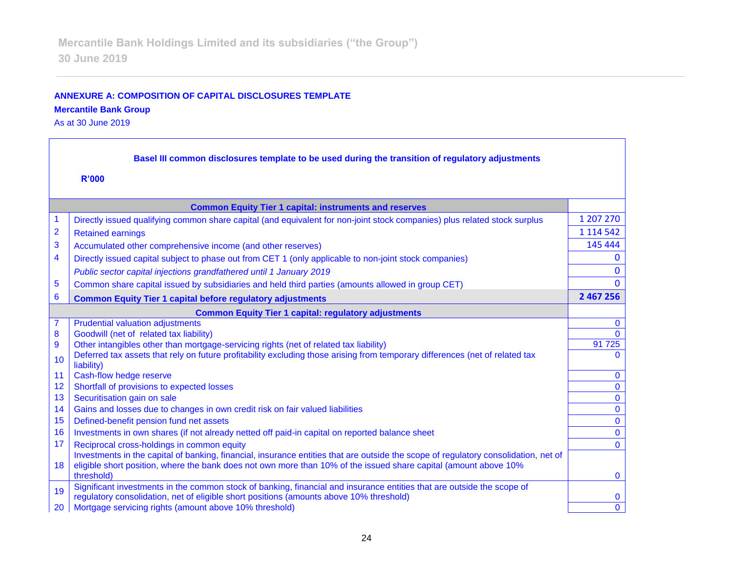**ANNEXURE A: COMPOSITION OF CAPITAL DISCLOSURES TEMPLATE**

**Mercantile Bank Group**

As at 30 June 2019

**Basel III common disclosures template to be used during the transition of regulatory adjustments**

**R'000**

| | **Common Equity Tier 1 capital: instruments and reserves** | |
|---|---|---|
| 1 | Directly issued qualifying common share capital (and equivalent for non-joint stock companies) plus related stock surplus | 1 207 270 |
| 2 | Retained earnings | 1 114 542 |
| 3 | Accumulated other comprehensive income (and other reserves) | 145 444 |
| 4 | Directly issued capital subject to phase out from CET 1 (only applicable to non-joint stock companies) | 0 |
| | *Public sector capital injections grandfathered until 1 January 2019* | 0 |
| 5 | Common share capital issued by subsidiaries and held third parties (amounts allowed in group CET) | 0 |
| 6 | **Common Equity Tier 1 capital before regulatory adjustments** | **2 467 256** |
| | **Common Equity Tier 1 capital: regulatory adjustments** | |
| 7 | Prudential valuation adjustments | 0 |
| 8 | Goodwill (net of related tax liability) | 0 |
| 9 | Other intangibles other than mortgage-servicing rights (net of related tax liability) | 91 725 |
| 10 | Deferred tax assets that rely on future profitability excluding those arising from temporary differences (net of related tax liability) | 0 |
| 11 | Cash-flow hedge reserve | 0 |
| 12 | Shortfall of provisions to expected losses | 0 |
| 13 | Securitisation gain on sale | 0 |
| 14 | Gains and losses due to changes in own credit risk on fair valued liabilities | 0 |
| 15 | Defined-benefit pension fund net assets | 0 |
| 16 | Investments in own shares (if not already netted off paid-in capital on reported balance sheet | 0 |
| 17 | Reciprocal cross-holdings in common equity | 0 |
| 18 | Investments in the capital of banking, financial, insurance entities that are outside the scope of regulatory consolidation, net of eligible short position, where the bank does not own more than 10% of the issued share capital (amount above 10% threshold) | 0 |
| 19 | Significant investments in the common stock of banking, financial and insurance entities that are outside the scope of regulatory consolidation, net of eligible short positions (amounts above 10% threshold) | 0 |
| 20 | Mortgage servicing rights (amount above 10% threshold) | 0 |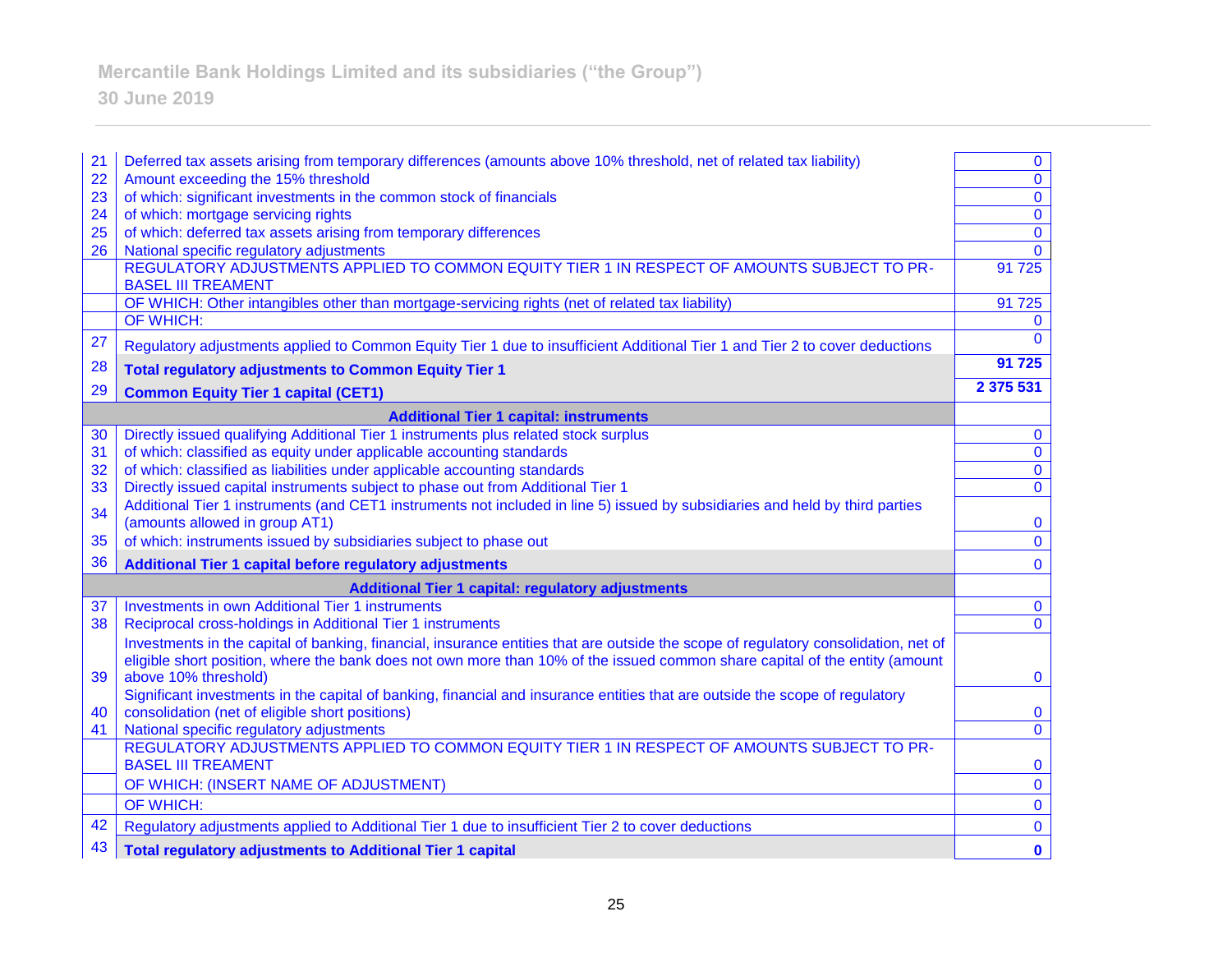| | | |
|---|---|---|
| 21 | Deferred tax assets arising from temporary differences (amounts above 10% threshold, net of related tax liability) | 0 |
| 22 | Amount exceeding the 15% threshold | 0 |
| 23 | of which: significant investments in the common stock of financials | 0 |
| 24 | of which: mortgage servicing rights | 0 |
| 25 | of which: deferred tax assets arising from temporary differences | 0 |
| 26 | National specific regulatory adjustments | 0 |
| | REGULATORY ADJUSTMENTS APPLIED TO COMMON EQUITY TIER 1 IN RESPECT OF AMOUNTS SUBJECT TO PR-BASEL III TREAMENT | 91 725 |
| | OF WHICH: Other intangibles other than mortgage-servicing rights (net of related tax liability) | 91 725 |
| | OF WHICH: | 0 |
| 27 | Regulatory adjustments applied to Common Equity Tier 1 due to insufficient Additional Tier 1 and Tier 2 to cover deductions | 0 |
| 28 | **Total regulatory adjustments to Common Equity Tier 1** | **91 725** |
| 29 | **Common Equity Tier 1 capital (CET1)** | **2 375 531** |
| | **Additional Tier 1 capital: instruments** | |
| 30 | Directly issued qualifying Additional Tier 1 instruments plus related stock surplus | 0 |
| 31 | of which: classified as equity under applicable accounting standards | 0 |
| 32 | of which: classified as liabilities under applicable accounting standards | 0 |
| 33 | Directly issued capital instruments subject to phase out from Additional Tier 1 | 0 |
| 34 | Additional Tier 1 instruments (and CET1 instruments not included in line 5) issued by subsidiaries and held by third parties (amounts allowed in group AT1) | 0 |
| 35 | of which: instruments issued by subsidiaries subject to phase out | 0 |
| 36 | **Additional Tier 1 capital before regulatory adjustments** | 0 |
| | **Additional Tier 1 capital: regulatory adjustments** | |
| 37 | Investments in own Additional Tier 1 instruments | 0 |
| 38 | Reciprocal cross-holdings in Additional Tier 1 instruments | 0 |
| 39 | Investments in the capital of banking, financial, insurance entities that are outside the scope of regulatory consolidation, net of eligible short position, where the bank does not own more than 10% of the issued common share capital of the entity (amount above 10% threshold) | 0 |
| 40 | Significant investments in the capital of banking, financial and insurance entities that are outside the scope of regulatory consolidation (net of eligible short positions) | 0 |
| 41 | National specific regulatory adjustments | 0 |
| | REGULATORY ADJUSTMENTS APPLIED TO COMMON EQUITY TIER 1 IN RESPECT OF AMOUNTS SUBJECT TO PR-BASEL III TREAMENT | 0 |
| | OF WHICH: (INSERT NAME OF ADJUSTMENT) | 0 |
| | OF WHICH: | 0 |
| 42 | Regulatory adjustments applied to Additional Tier 1 due to insufficient Tier 2 to cover deductions | 0 |
| 43 | **Total regulatory adjustments to Additional Tier 1 capital** | **0** |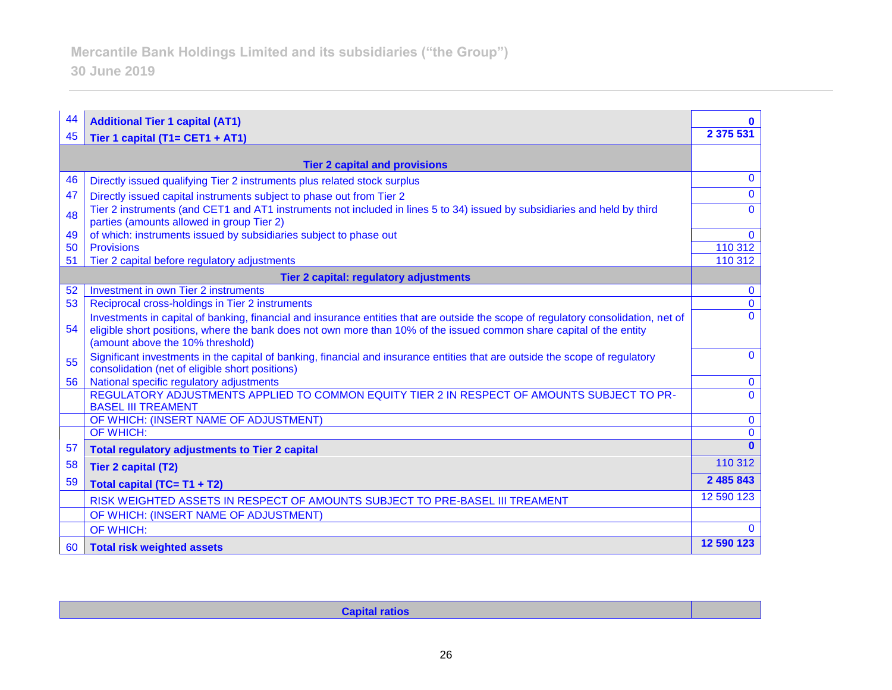| | | |
|---|---|---|
| 44 | **Additional Tier 1 capital (AT1)** | **0** |
| 45 | **Tier 1 capital (T1= CET1 + AT1)** | **2 375 531** |
| | **Tier 2 capital and provisions** | |
| 46 | Directly issued qualifying Tier 2 instruments plus related stock surplus | 0 |
| 47 | Directly issued capital instruments subject to phase out from Tier 2 | 0 |
| 48 | Tier 2 instruments (and CET1 and AT1 instruments not included in lines 5 to 34) issued by subsidiaries and held by third parties (amounts allowed in group Tier 2) | 0 |
| 49 | of which: instruments issued by subsidiaries subject to phase out | 0 |
| 50 | Provisions | 110 312 |
| 51 | Tier 2 capital before regulatory adjustments | 110 312 |
| | **Tier 2 capital: regulatory adjustments** | |
| 52 | Investment in own Tier 2 instruments | 0 |
| 53 | Reciprocal cross-holdings in Tier 2 instruments | 0 |
| 54 | Investments in capital of banking, financial and insurance entities that are outside the scope of regulatory consolidation, net of eligible short positions, where the bank does not own more than 10% of the issued common share capital of the entity (amount above the 10% threshold) | 0 |
| 55 | Significant investments in the capital of banking, financial and insurance entities that are outside the scope of regulatory consolidation (net of eligible short positions) | 0 |
| 56 | National specific regulatory adjustments | 0 |
| | REGULATORY ADJUSTMENTS APPLIED TO COMMON EQUITY TIER 2 IN RESPECT OF AMOUNTS SUBJECT TO PR-BASEL III TREAMENT | 0 |
| | OF WHICH: (INSERT NAME OF ADJUSTMENT) | 0 |
| | OF WHICH: | 0 |
| 57 | **Total regulatory adjustments to Tier 2 capital** | **0** |
| 58 | **Tier 2 capital (T2)** | 110 312 |
| 59 | **Total capital (TC= T1 + T2)** | **2 485 843** |
| | RISK WEIGHTED ASSETS IN RESPECT OF AMOUNTS SUBJECT TO PRE-BASEL III TREAMENT | 12 590 123 |
| | OF WHICH: (INSERT NAME OF ADJUSTMENT) | |
| | OF WHICH: | 0 |
| 60 | **Total risk weighted assets** | **12 590 123** |

| **Capital ratios** | |
|---|---|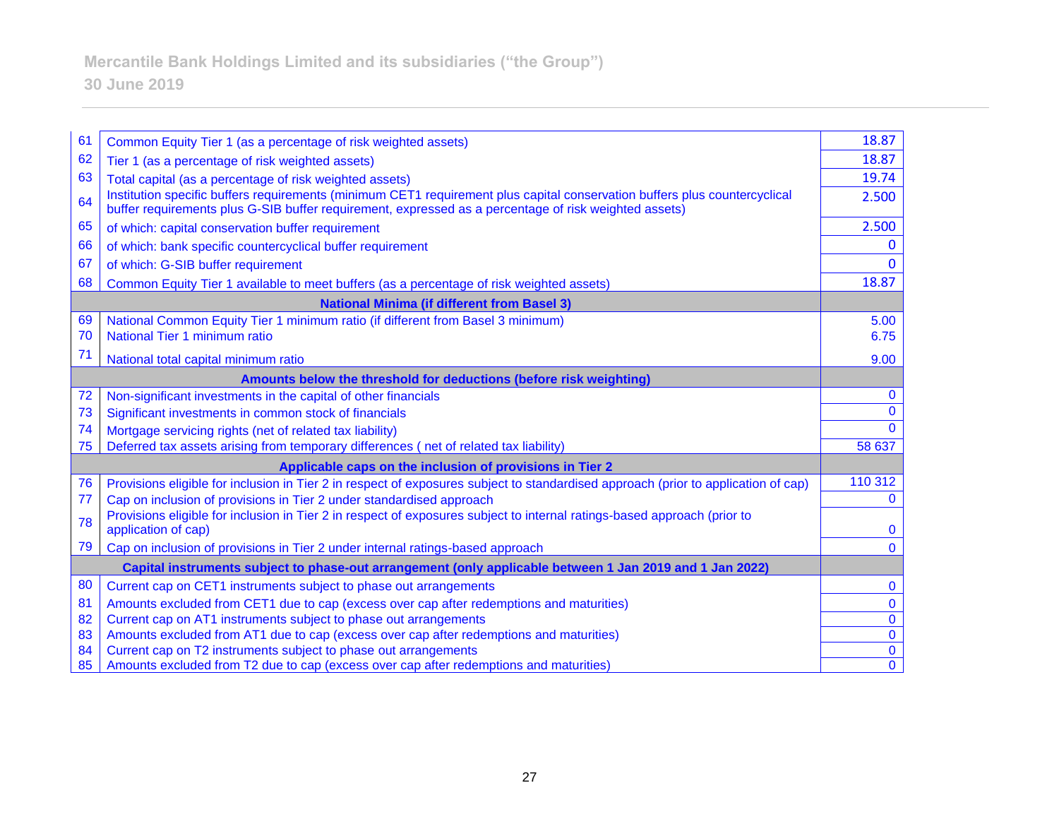| | | |
|---|---|---|
| 61 | Common Equity Tier 1 (as a percentage of risk weighted assets) | 18.87 |
| 62 | Tier 1 (as a percentage of risk weighted assets) | 18.87 |
| 63 | Total capital (as a percentage of risk weighted assets) | 19.74 |
| 64 | Institution specific buffers requirements (minimum CET1 requirement plus capital conservation buffers plus countercyclical buffer requirements plus G-SIB buffer requirement, expressed as a percentage of risk weighted assets) | 2.500 |
| 65 | of which: capital conservation buffer requirement | 2.500 |
| 66 | of which: bank specific countercyclical buffer requirement | 0 |
| 67 | of which: G-SIB buffer requirement | 0 |
| 68 | Common Equity Tier 1 available to meet buffers (as a percentage of risk weighted assets) | 18.87 |
| | **National Minima (if different from Basel 3)** | |
| 69 | National Common Equity Tier 1 minimum ratio (if different from Basel 3 minimum) | 5.00 |
| 70 | National Tier 1 minimum ratio | 6.75 |
| 71 | National total capital minimum ratio | 9.00 |
| | **Amounts below the threshold for deductions (before risk weighting)** | |
| 72 | Non-significant investments in the capital of other financials | 0 |
| 73 | Significant investments in common stock of financials | 0 |
| 74 | Mortgage servicing rights (net of related tax liability) | 0 |
| 75 | Deferred tax assets arising from temporary differences ( net of related tax liability) | 58 637 |
| | **Applicable caps on the inclusion of provisions in Tier 2** | |
| 76 | Provisions eligible for inclusion in Tier 2 in respect of exposures subject to standardised approach (prior to application of cap) | 110 312 |
| 77 | Cap on inclusion of provisions in Tier 2 under standardised approach | 0 |
| 78 | Provisions eligible for inclusion in Tier 2 in respect of exposures subject to internal ratings-based approach (prior to application of cap) | 0 |
| 79 | Cap on inclusion of provisions in Tier 2 under internal ratings-based approach | 0 |
| | **Capital instruments subject to phase-out arrangement (only applicable between 1 Jan 2019 and 1 Jan 2022)** | |
| 80 | Current cap on CET1 instruments subject to phase out arrangements | 0 |
| 81 | Amounts excluded from CET1 due to cap (excess over cap after redemptions and maturities) | 0 |
| 82 | Current cap on AT1 instruments subject to phase out arrangements | 0 |
| 83 | Amounts excluded from AT1 due to cap (excess over cap after redemptions and maturities) | 0 |
| 84 | Current cap on T2 instruments subject to phase out arrangements | 0 |
| 85 | Amounts excluded from T2 due to cap (excess over cap after redemptions and maturities) | 0 |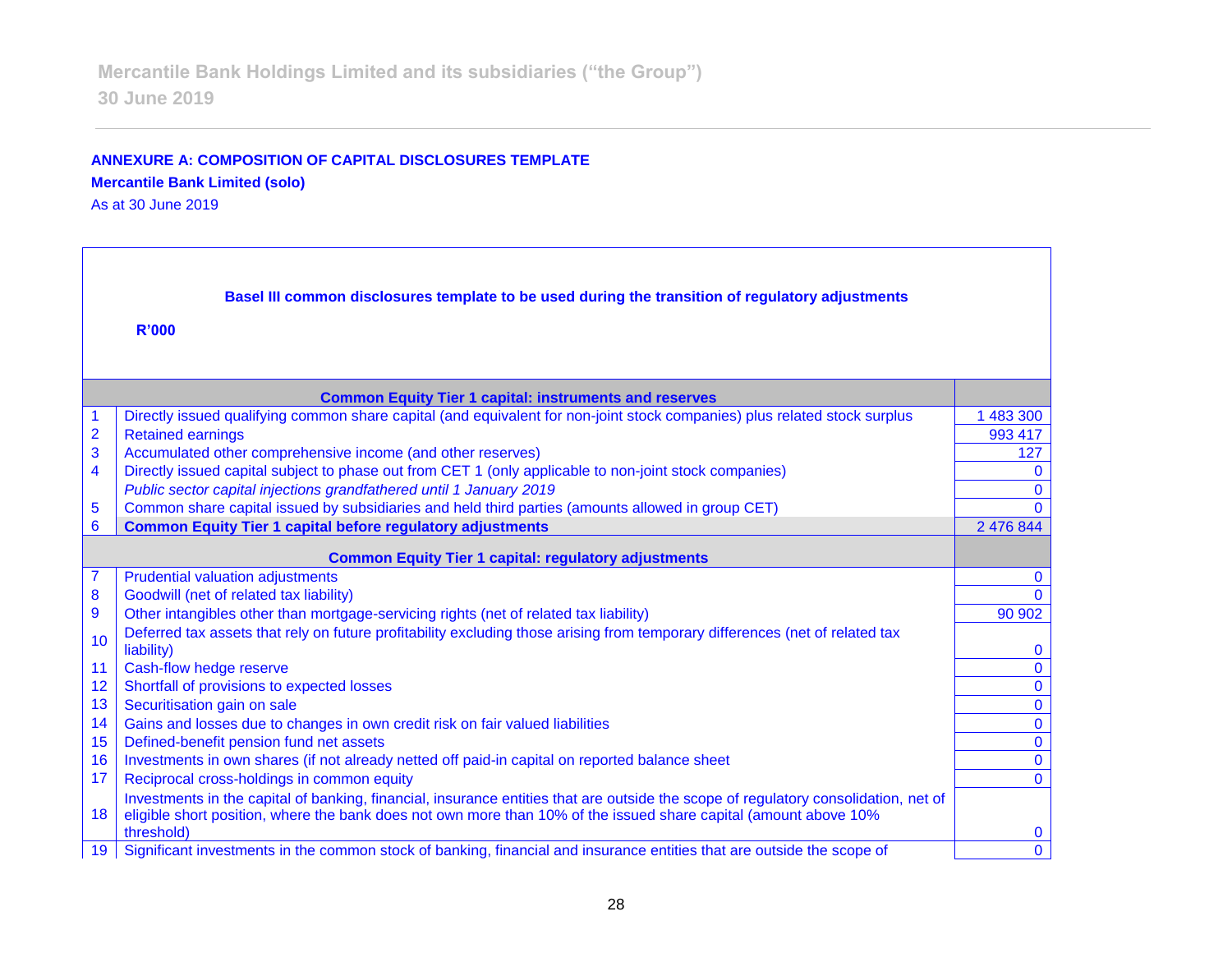**ANNEXE A: COMPOSITION OF CAPITAL DISCLOSURES TEMPLATE**

**Mercantile Bank Limited (solo)**

As at 30 June 2019

**Basel III common disclosures template to be used during the transition of regulatory adjustments**

**R'000**

| | **Common Equity Tier 1 capital: instruments and reserves** | |
|---|---|---|
| 1 | Directly issued qualifying common share capital (and equivalent for non-joint stock companies) plus related stock surplus | 1 483 300 |
| 2 | Retained earnings | 993 417 |
| 3 | Accumulated other comprehensive income (and other reserves) | 127 |
| 4 | Directly issued capital subject to phase out from CET 1 (only applicable to non-joint stock companies) | 0 |
| | *Public sector capital injections grandfathered until 1 January 2019* | 0 |
| 5 | Common share capital issued by subsidiaries and held third parties (amounts allowed in group CET) | 0 |
| 6 | **Common Equity Tier 1 capital before regulatory adjustments** | 2 476 844 |
| | **Common Equity Tier 1 capital: regulatory adjustments** | |
| 7 | Prudential valuation adjustments | 0 |
| 8 | Goodwill (net of related tax liability) | 0 |
| 9 | Other intangibles other than mortgage-servicing rights (net of related tax liability) | 90 902 |
| 10 | Deferred tax assets that rely on future profitability excluding those arising from temporary differences (net of related tax liability) | 0 |
| 11 | Cash-flow hedge reserve | 0 |
| 12 | Shortfall of provisions to expected losses | 0 |
| 13 | Securitisation gain on sale | 0 |
| 14 | Gains and losses due to changes in own credit risk on fair valued liabilities | 0 |
| 15 | Defined-benefit pension fund net assets | 0 |
| 16 | Investments in own shares (if not already netted off paid-in capital on reported balance sheet | 0 |
| 17 | Reciprocal cross-holdings in common equity | 0 |
| 18 | Investments in the capital of banking, financial, insurance entities that are outside the scope of regulatory consolidation, net of eligible short position, where the bank does not own more than 10% of the issued share capital (amount above 10% threshold) | 0 |
| 19 | Significant investments in the common stock of banking, financial and insurance entities that are outside the scope of | 0 |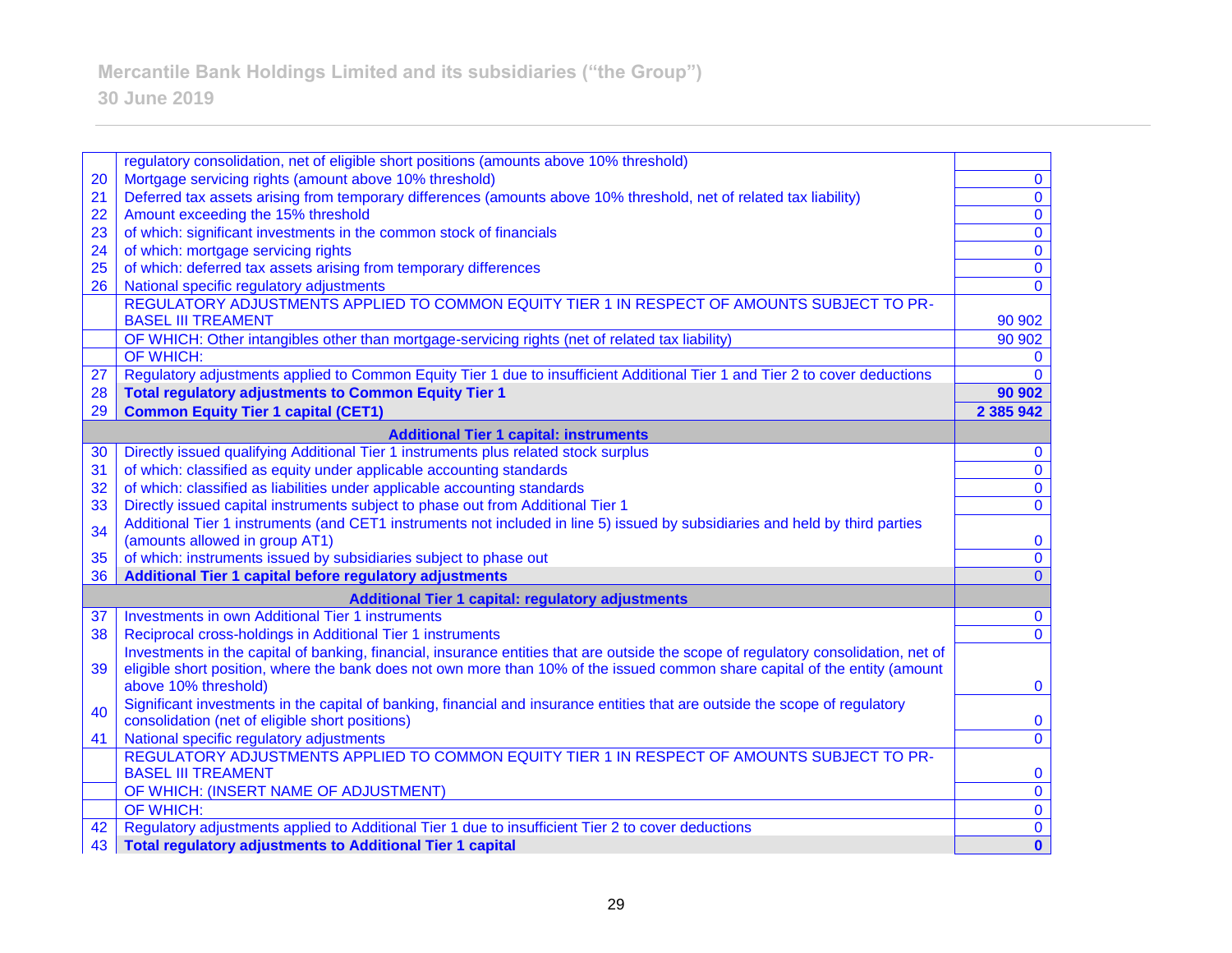| | | |
|---|---|---|
| | regulatory consolidation, net of eligible short positions (amounts above 10% threshold) | |
| 20 | Mortgage servicing rights (amount above 10% threshold) | 0 |
| 21 | Deferred tax assets arising from temporary differences (amounts above 10% threshold, net of related tax liability) | 0 |
| 22 | Amount exceeding the 15% threshold | 0 |
| 23 | of which: significant investments in the common stock of financials | 0 |
| 24 | of which: mortgage servicing rights | 0 |
| 25 | of which: deferred tax assets arising from temporary differences | 0 |
| 26 | National specific regulatory adjustments | 0 |
| | REGULATORY ADJUSTMENTS APPLIED TO COMMON EQUITY TIER 1 IN RESPECT OF AMOUNTS SUBJECT TO PR-BASEL III TREAMENT | 90 902 |
| | OF WHICH: Other intangibles other than mortgage-servicing rights (net of related tax liability) | 90 902 |
| | OF WHICH: | 0 |
| 27 | Regulatory adjustments applied to Common Equity Tier 1 due to insufficient Additional Tier 1 and Tier 2 to cover deductions | 0 |
| 28 | **Total regulatory adjustments to Common Equity Tier 1** | **90 902** |
| 29 | **Common Equity Tier 1 capital (CET1)** | **2 385 942** |
| | **Additional Tier 1 capital: instruments** | |
| 30 | Directly issued qualifying Additional Tier 1 instruments plus related stock surplus | 0 |
| 31 | of which: classified as equity under applicable accounting standards | 0 |
| 32 | of which: classified as liabilities under applicable accounting standards | 0 |
| 33 | Directly issued capital instruments subject to phase out from Additional Tier 1 | 0 |
| 34 | Additional Tier 1 instruments (and CET1 instruments not included in line 5) issued by subsidiaries and held by third parties (amounts allowed in group AT1) | 0 |
| 35 | of which: instruments issued by subsidiaries subject to phase out | 0 |
| 36 | **Additional Tier 1 capital before regulatory adjustments** | 0 |
| | **Additional Tier 1 capital: regulatory adjustments** | |
| 37 | Investments in own Additional Tier 1 instruments | 0 |
| 38 | Reciprocal cross-holdings in Additional Tier 1 instruments | 0 |
| 39 | Investments in the capital of banking, financial, insurance entities that are outside the scope of regulatory consolidation, net of eligible short position, where the bank does not own more than 10% of the issued common share capital of the entity (amount above 10% threshold) | 0 |
| 40 | Significant investments in the capital of banking, financial and insurance entities that are outside the scope of regulatory consolidation (net of eligible short positions) | 0 |
| 41 | National specific regulatory adjustments | 0 |
| | REGULATORY ADJUSTMENTS APPLIED TO COMMON EQUITY TIER 1 IN RESPECT OF AMOUNTS SUBJECT TO PR-BASEL III TREAMENT | 0 |
| | OF WHICH: (INSERT NAME OF ADJUSTMENT) | 0 |
| | OF WHICH: | 0 |
| 42 | Regulatory adjustments applied to Additional Tier 1 due to insufficient Tier 2 to cover deductions | 0 |
| 43 | **Total regulatory adjustments to Additional Tier 1 capital** | **0** |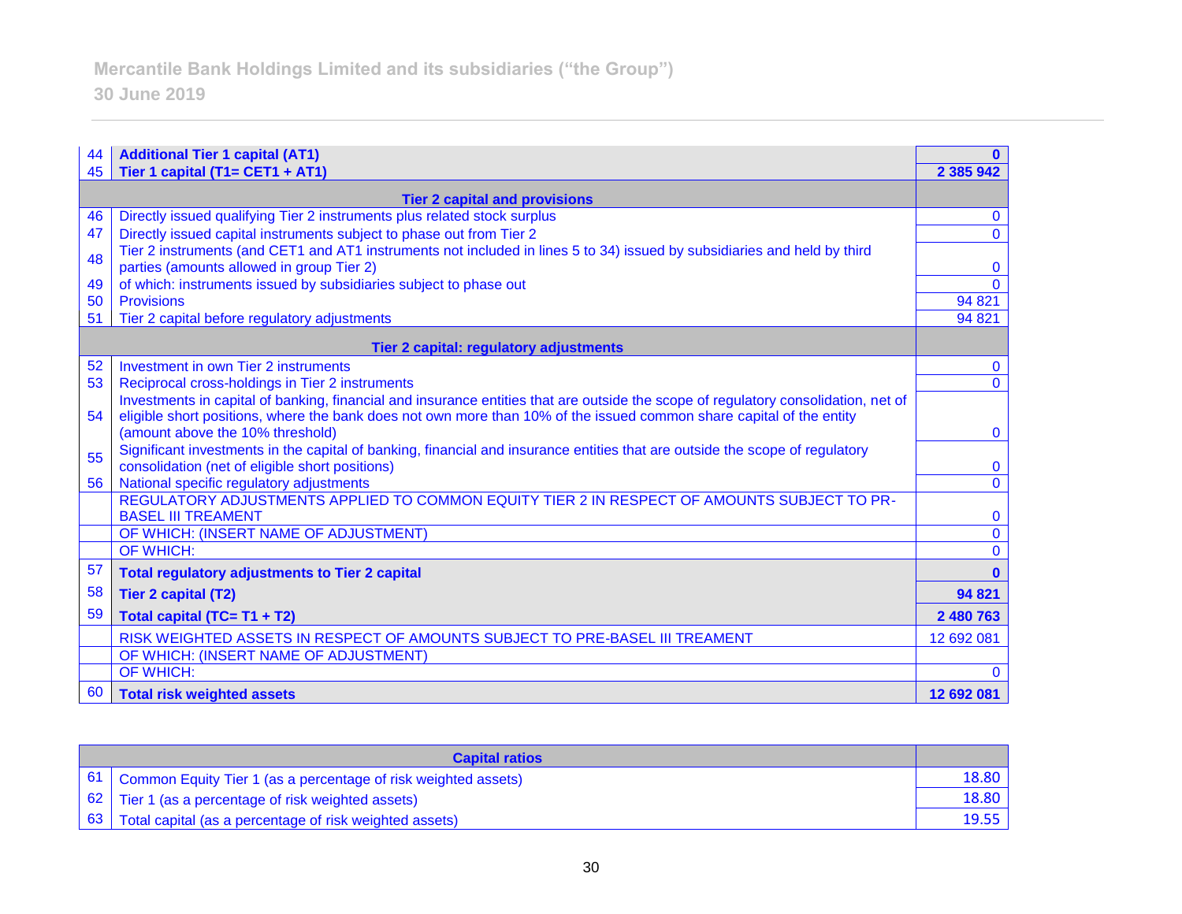| | | |
|---|---|---|
| 44 | **Additional Tier 1 capital (AT1)** | **0** |
| 45 | **Tier 1 capital (T1= CET1 + AT1)** | **2 385 942** |
| | **Tier 2 capital and provisions** | |
| 46 | Directly issued qualifying Tier 2 instruments plus related stock surplus | 0 |
| 47 | Directly issued capital instruments subject to phase out from Tier 2 | 0 |
| 48 | Tier 2 instruments (and CET1 and AT1 instruments not included in lines 5 to 34) issued by subsidiaries and held by third parties (amounts allowed in group Tier 2) | 0 |
| 49 | of which: instruments issued by subsidiaries subject to phase out | 0 |
| 50 | Provisions | 94 821 |
| 51 | Tier 2 capital before regulatory adjustments | 94 821 |
| | **Tier 2 capital: regulatory adjustments** | |
| 52 | Investment in own Tier 2 instruments | 0 |
| 53 | Reciprocal cross-holdings in Tier 2 instruments | 0 |
| 54 | Investments in capital of banking, financial and insurance entities that are outside the scope of regulatory consolidation, net of eligible short positions, where the bank does not own more than 10% of the issued common share capital of the entity (amount above the 10% threshold) | 0 |
| 55 | Significant investments in the capital of banking, financial and insurance entities that are outside the scope of regulatory consolidation (net of eligible short positions) | 0 |
| 56 | National specific regulatory adjustments | 0 |
| | REGULATORY ADJUSTMENTS APPLIED TO COMMON EQUITY TIER 2 IN RESPECT OF AMOUNTS SUBJECT TO PR-BASEL III TREAMENT | 0 |
| | OF WHICH: (INSERT NAME OF ADJUSTMENT) | 0 |
| | OF WHICH: | 0 |
| 57 | **Total regulatory adjustments to Tier 2 capital** | **0** |
| 58 | **Tier 2 capital (T2)** | **94 821** |
| 59 | **Total capital (TC= T1 + T2)** | **2 480 763** |
| | RISK WEIGHTED ASSETS IN RESPECT OF AMOUNTS SUBJECT TO PRE-BASEL III TREAMENT | 12 692 081 |
| | OF WHICH: (INSERT NAME OF ADJUSTMENT) | |
| | OF WHICH: | 0 |
| 60 | **Total risk weighted assets** | **12 692 081** |

| | **Capital ratios** | |
|---|---|---|
| 61 | Common Equity Tier 1 (as a percentage of risk weighted assets) | 18.80 |
| 62 | Tier 1 (as a percentage of risk weighted assets) | 18.80 |
| 63 | Total capital (as a percentage of risk weighted assets) | 19.55 |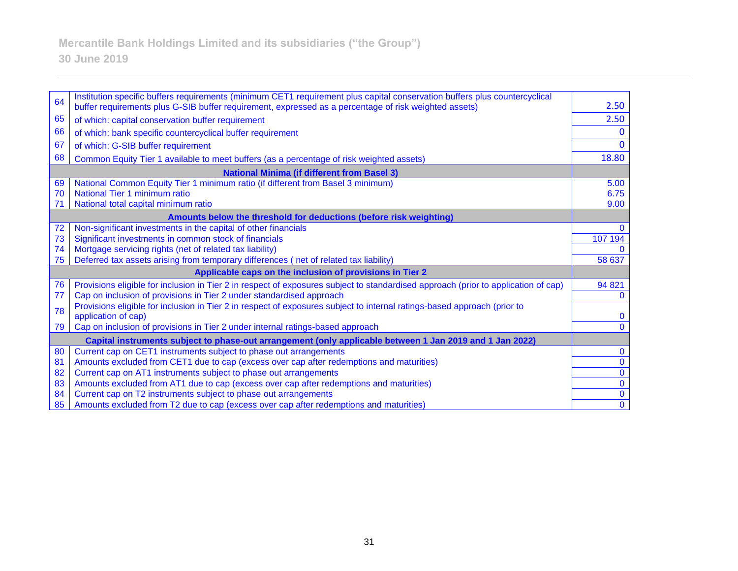Mercantile Bank Holdings Limited and its subsidiaries ("the Group")

30 June 2019

| | | |
|---|---|---|
| 64 | Institution specific buffers requirements (minimum CET1 requirement plus capital conservation buffers plus countercyclical buffer requirements plus G-SIB buffer requirement, expressed as a percentage of risk weighted assets) | 2.50 |
| 65 | of which: capital conservation buffer requirement | 2.50 |
| 66 | of which: bank specific countercyclical buffer requirement | 0 |
| 67 | of which: G-SIB buffer requirement | 0 |
| 68 | Common Equity Tier 1 available to meet buffers (as a percentage of risk weighted assets) | 18.80 |
| | **National Minima (if different from Basel 3)** | |
| 69 | National Common Equity Tier 1 minimum ratio (if different from Basel 3 minimum) | 5.00 |
| 70 | National Tier 1 minimum ratio | 6.75 |
| 71 | National total capital minimum ratio | 9.00 |
| | **Amounts below the threshold for deductions (before risk weighting)** | |
| 72 | Non-significant investments in the capital of other financials | 0 |
| 73 | Significant investments in common stock of financials | 107 194 |
| 74 | Mortgage servicing rights (net of related tax liability) | 0 |
| 75 | Deferred tax assets arising from temporary differences ( net of related tax liability) | 58 637 |
| | **Applicable caps on the inclusion of provisions in Tier 2** | |
| 76 | Provisions eligible for inclusion in Tier 2 in respect of exposures subject to standardised approach (prior to application of cap) | 94 821 |
| 77 | Cap on inclusion of provisions in Tier 2 under standardised approach | 0 |
| 78 | Provisions eligible for inclusion in Tier 2 in respect of exposures subject to internal ratings-based approach (prior to application of cap) | 0 |
| 79 | Cap on inclusion of provisions in Tier 2 under internal ratings-based approach | 0 |
| | **Capital instruments subject to phase-out arrangement (only applicable between 1 Jan 2019 and 1 Jan 2022)** | |
| 80 | Current cap on CET1 instruments subject to phase out arrangements | 0 |
| 81 | Amounts excluded from CET1 due to cap (excess over cap after redemptions and maturities) | 0 |
| 82 | Current cap on AT1 instruments subject to phase out arrangements | 0 |
| 83 | Amounts excluded from AT1 due to cap (excess over cap after redemptions and maturities) | 0 |
| 84 | Current cap on T2 instruments subject to phase out arrangements | 0 |
| 85 | Amounts excluded from T2 due to cap (excess over cap after redemptions and maturities) | 0 |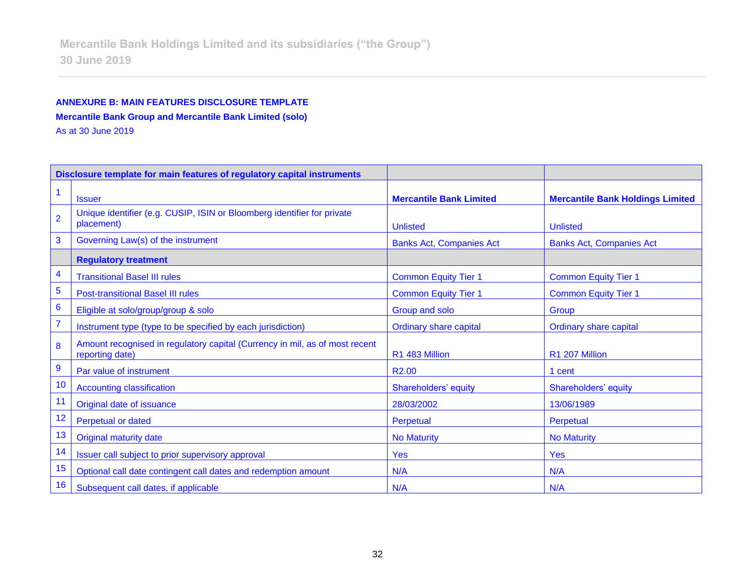**ANNEXURE B: MAIN FEATURES DISCLOSURE TEMPLATE**

**Mercantile Bank Group and Mercantile Bank Limited (solo)**

As at 30 June 2019

| **Disclosure template for main features of regulatory capital instruments** | | | |
|---|---|---|---|
| 1 | Issuer | **Mercantile Bank Limited** | **Mercantile Bank Holdings Limited** |
| 2 | Unique identifier (e.g. CUSIP, ISIN or Bloomberg identifier for private placement) | Unlisted | Unlisted |
| 3 | Governing Law(s) of the instrument | Banks Act, Companies Act | Banks Act, Companies Act |
| | **Regulatory treatment** | | |
| 4 | Transitional Basel III rules | Common Equity Tier 1 | Common Equity Tier 1 |
| 5 | Post-transitional Basel III rules | Common Equity Tier 1 | Common Equity Tier 1 |
| 6 | Eligible at solo/group/group & solo | Group and solo | Group |
| 7 | Instrument type (type to be specified by each jurisdiction) | Ordinary share capital | Ordinary share capital |
| 8 | Amount recognised in regulatory capital (Currency in mil, as of most recent reporting date) | R1 483 Million | R1 207 Million |
| 9 | Par value of instrument | R2.00 | 1 cent |
| 10 | Accounting classification | Shareholders' equity | Shareholders' equity |
| 11 | Original date of issuance | 28/03/2002 | 13/06/1989 |
| 12 | Perpetual or dated | Perpetual | Perpetual |
| 13 | Original maturity date | No Maturity | No Maturity |
| 14 | Issuer call subject to prior supervisory approval | Yes | Yes |
| 15 | Optional call date contingent call dates and redemption amount | N/A | N/A |
| 16 | Subsequent call dates, if applicable | N/A | N/A |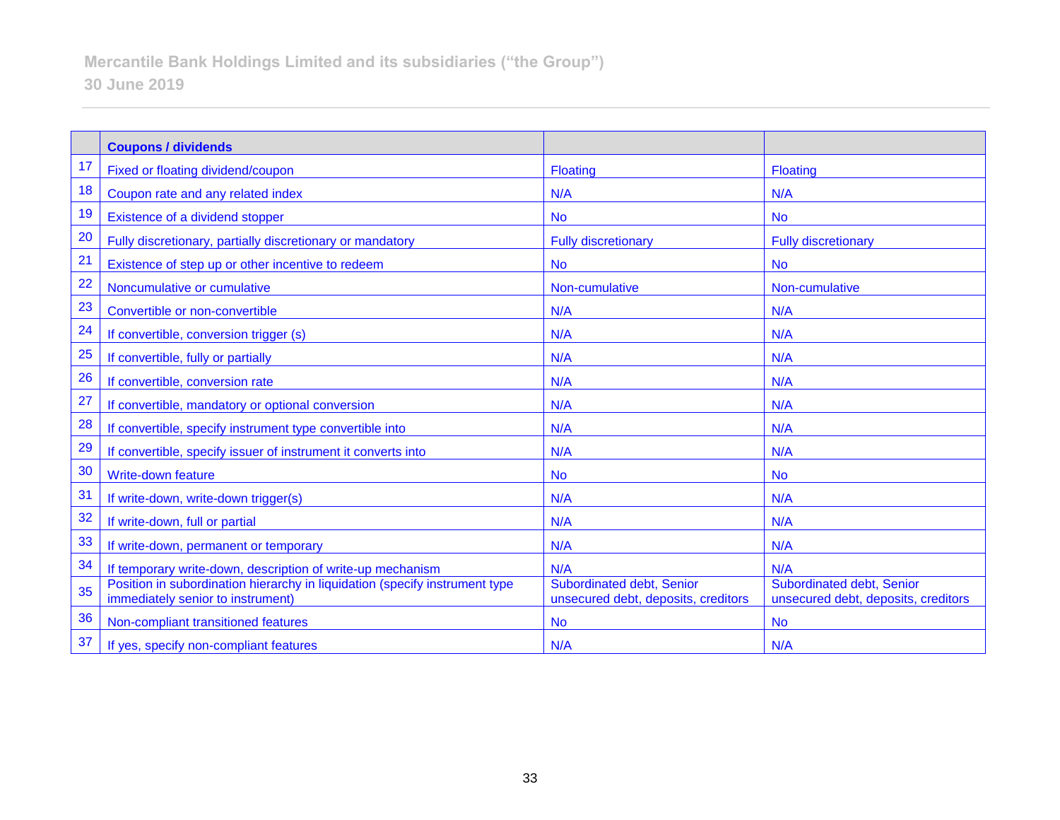| | Coupons / dividends | | |
|---|---|---|---|
| 17 | Fixed or floating dividend/coupon | Floating | Floating |
| 18 | Coupon rate and any related index | N/A | N/A |
| 19 | Existence of a dividend stopper | No | No |
| 20 | Fully discretionary, partially discretionary or mandatory | Fully discretionary | Fully discretionary |
| 21 | Existence of step up or other incentive to redeem | No | No |
| 22 | Noncumulative or cumulative | Non-cumulative | Non-cumulative |
| 23 | Convertible or non-convertible | N/A | N/A |
| 24 | If convertible, conversion trigger (s) | N/A | N/A |
| 25 | If convertible, fully or partially | N/A | N/A |
| 26 | If convertible, conversion rate | N/A | N/A |
| 27 | If convertible, mandatory or optional conversion | N/A | N/A |
| 28 | If convertible, specify instrument type convertible into | N/A | N/A |
| 29 | If convertible, specify issuer of instrument it converts into | N/A | N/A |
| 30 | Write-down feature | No | No |
| 31 | If write-down, write-down trigger(s) | N/A | N/A |
| 32 | If write-down, full or partial | N/A | N/A |
| 33 | If write-down, permanent or temporary | N/A | N/A |
| 34 | If temporary write-down, description of write-up mechanism | N/A | N/A |
| 35 | Position in subordination hierarchy in liquidation (specify instrument type immediately senior to instrument) | Subordinated debt, Senior unsecured debt, deposits, creditors | Subordinated debt, Senior unsecured debt, deposits, creditors |
| 36 | Non-compliant transitioned features | No | No |
| 37 | If yes, specify non-compliant features | N/A | N/A |